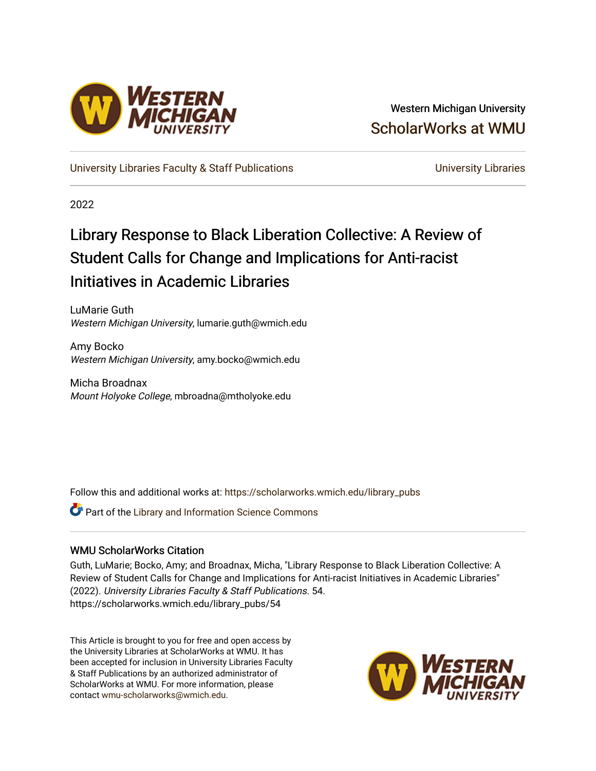Western Michigan University

ScholarWorks at WMU

University Libraries Faculty & Staff Publications | University Libraries

2022

# Library Response to Black Liberation Collective: A Review of Student Calls for Change and Implications for Anti-racist Initiatives in Academic Libraries

LuMarie Guth
*Western Michigan University*, lumarie.guth@wmich.edu

Amy Bocko
*Western Michigan University*, amy.bocko@wmich.edu

Micha Broadnax
*Mount Holyoke College*, mbroadna@mtholyoke.edu

Follow this and additional works at: https://scholarworks.wmich.edu/library_pubs

Part of the Library and Information Science Commons

## WMU ScholarWorks Citation

Guth, LuMarie; Bocko, Amy; and Broadnax, Micha, "Library Response to Black Liberation Collective: A Review of Student Calls for Change and Implications for Anti-racist Initiatives in Academic Libraries" (2022). *University Libraries Faculty & Staff Publications*. 54.
https://scholarworks.wmich.edu/library_pubs/54

This Article is brought to you for free and open access by the University Libraries at ScholarWorks at WMU. It has been accepted for inclusion in University Libraries Faculty & Staff Publications by an authorized administrator of ScholarWorks at WMU. For more information, please contact wmu-scholarworks@wmich.edu.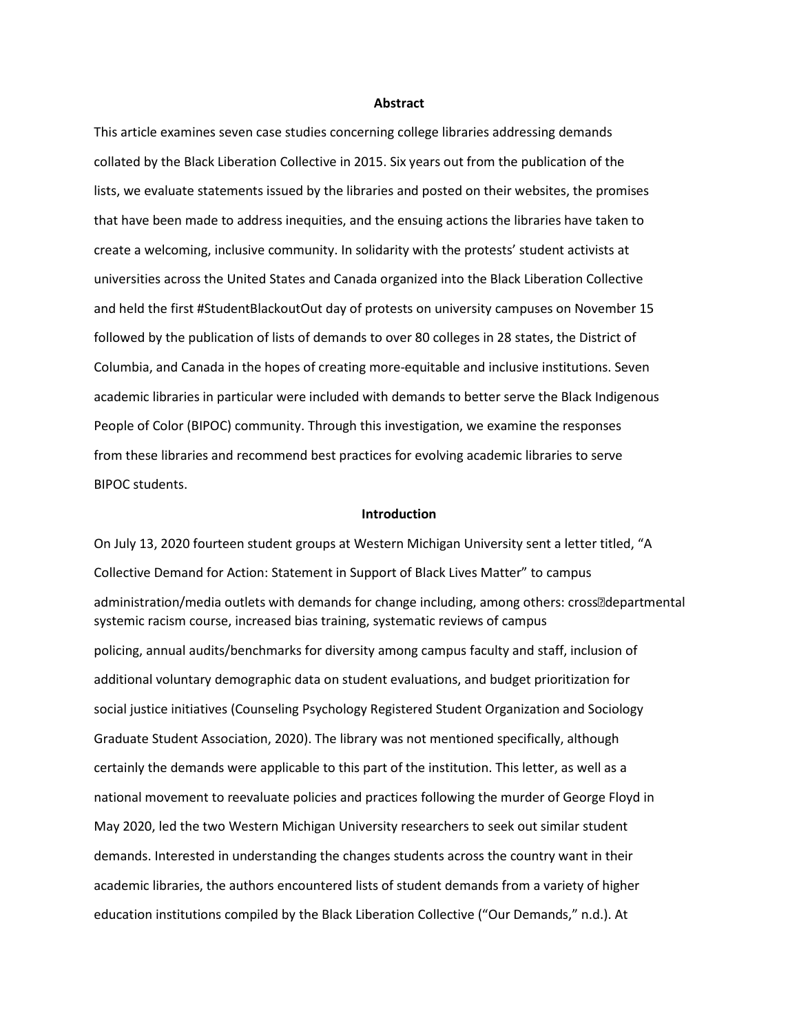**Abstract**

This article examines seven case studies concerning college libraries addressing demands collated by the Black Liberation Collective in 2015. Six years out from the publication of the lists, we evaluate statements issued by the libraries and posted on their websites, the promises that have been made to address inequities, and the ensuing actions the libraries have taken to create a welcoming, inclusive community. In solidarity with the protests' student activists at universities across the United States and Canada organized into the Black Liberation Collective and held the first #StudentBlackoutOut day of protests on university campuses on November 15 followed by the publication of lists of demands to over 80 colleges in 28 states, the District of Columbia, and Canada in the hopes of creating more-equitable and inclusive institutions. Seven academic libraries in particular were included with demands to better serve the Black Indigenous People of Color (BIPOC) community. Through this investigation, we examine the responses from these libraries and recommend best practices for evolving academic libraries to serve BIPOC students.

**Introduction**

On July 13, 2020 fourteen student groups at Western Michigan University sent a letter titled, "A Collective Demand for Action: Statement in Support of Black Lives Matter" to campus administration/media outlets with demands for change including, among others: cross-departmental systemic racism course, increased bias training, systematic reviews of campus policing, annual audits/benchmarks for diversity among campus faculty and staff, inclusion of additional voluntary demographic data on student evaluations, and budget prioritization for social justice initiatives (Counseling Psychology Registered Student Organization and Sociology Graduate Student Association, 2020). The library was not mentioned specifically, although certainly the demands were applicable to this part of the institution. This letter, as well as a national movement to reevaluate policies and practices following the murder of George Floyd in May 2020, led the two Western Michigan University researchers to seek out similar student demands. Interested in understanding the changes students across the country want in their academic libraries, the authors encountered lists of student demands from a variety of higher education institutions compiled by the Black Liberation Collective ("Our Demands," n.d.). At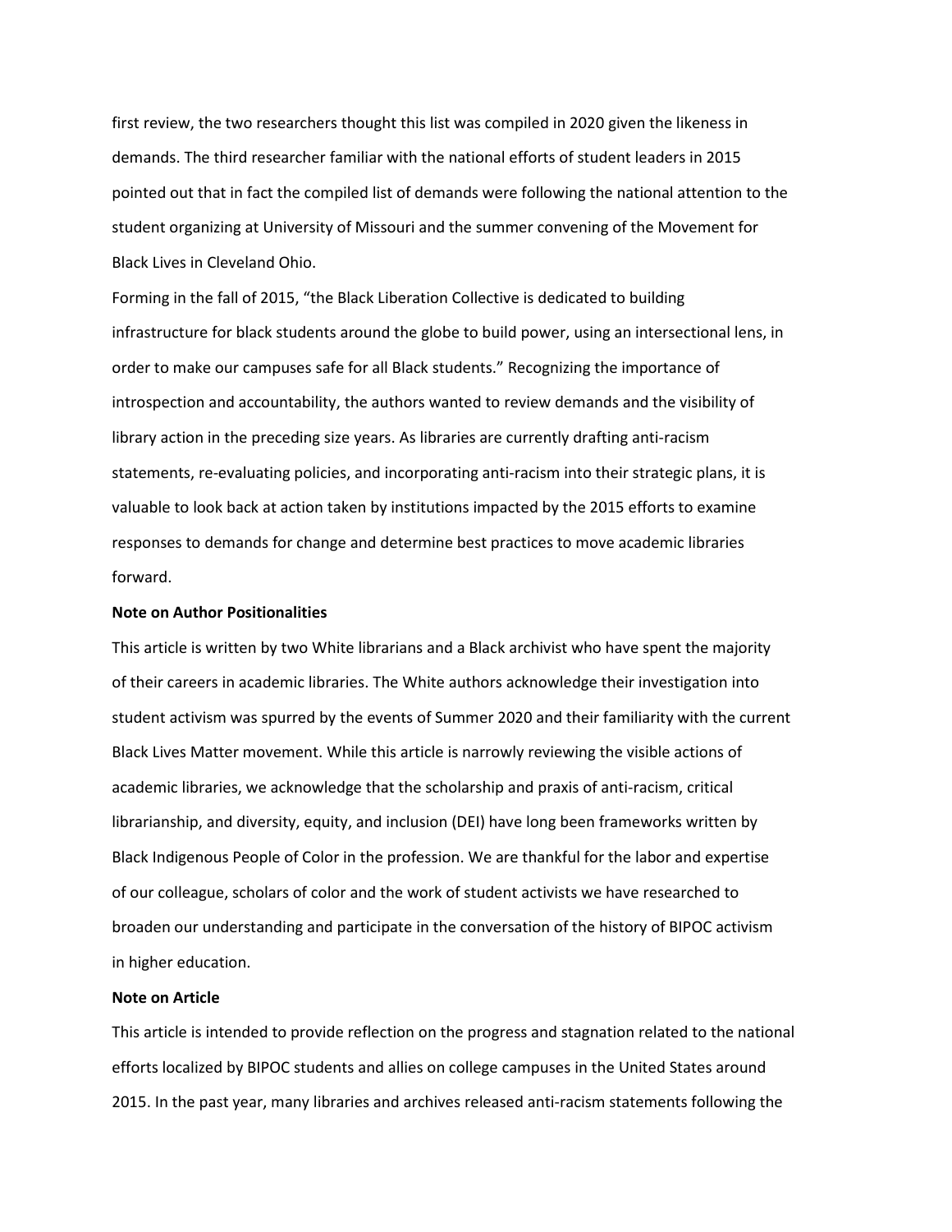first review, the two researchers thought this list was compiled in 2020 given the likeness in demands. The third researcher familiar with the national efforts of student leaders in 2015 pointed out that in fact the compiled list of demands were following the national attention to the student organizing at University of Missouri and the summer convening of the Movement for Black Lives in Cleveland Ohio.

Forming in the fall of 2015, "the Black Liberation Collective is dedicated to building infrastructure for black students around the globe to build power, using an intersectional lens, in order to make our campuses safe for all Black students." Recognizing the importance of introspection and accountability, the authors wanted to review demands and the visibility of library action in the preceding size years. As libraries are currently drafting anti-racism statements, re-evaluating policies, and incorporating anti-racism into their strategic plans, it is valuable to look back at action taken by institutions impacted by the 2015 efforts to examine responses to demands for change and determine best practices to move academic libraries forward.

**Note on Author Positionalities**

This article is written by two White librarians and a Black archivist who have spent the majority of their careers in academic libraries. The White authors acknowledge their investigation into student activism was spurred by the events of Summer 2020 and their familiarity with the current Black Lives Matter movement. While this article is narrowly reviewing the visible actions of academic libraries, we acknowledge that the scholarship and praxis of anti-racism, critical librarianship, and diversity, equity, and inclusion (DEI) have long been frameworks written by Black Indigenous People of Color in the profession. We are thankful for the labor and expertise of our colleague, scholars of color and the work of student activists we have researched to broaden our understanding and participate in the conversation of the history of BIPOC activism in higher education.

**Note on Article**

This article is intended to provide reflection on the progress and stagnation related to the national efforts localized by BIPOC students and allies on college campuses in the United States around 2015. In the past year, many libraries and archives released anti-racism statements following the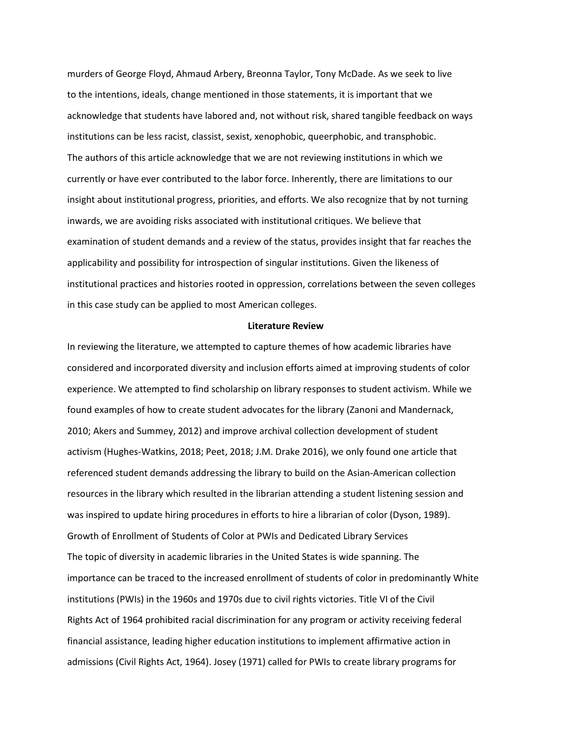murders of George Floyd, Ahmaud Arbery, Breonna Taylor, Tony McDade. As we seek to live to the intentions, ideals, change mentioned in those statements, it is important that we acknowledge that students have labored and, not without risk, shared tangible feedback on ways institutions can be less racist, classist, sexist, xenophobic, queerphobic, and transphobic.

The authors of this article acknowledge that we are not reviewing institutions in which we currently or have ever contributed to the labor force. Inherently, there are limitations to our insight about institutional progress, priorities, and efforts. We also recognize that by not turning inwards, we are avoiding risks associated with institutional critiques. We believe that examination of student demands and a review of the status, provides insight that far reaches the applicability and possibility for introspection of singular institutions. Given the likeness of institutional practices and histories rooted in oppression, correlations between the seven colleges in this case study can be applied to most American colleges.

## Literature Review

In reviewing the literature, we attempted to capture themes of how academic libraries have considered and incorporated diversity and inclusion efforts aimed at improving students of color experience. We attempted to find scholarship on library responses to student activism. While we found examples of how to create student advocates for the library (Zanoni and Mandernack, 2010; Akers and Summey, 2012) and improve archival collection development of student activism (Hughes-Watkins, 2018; Peet, 2018; J.M. Drake 2016), we only found one article that referenced student demands addressing the library to build on the Asian-American collection resources in the library which resulted in the librarian attending a student listening session and was inspired to update hiring procedures in efforts to hire a librarian of color (Dyson, 1989).

### Growth of Enrollment of Students of Color at PWIs and Dedicated Library Services

The topic of diversity in academic libraries in the United States is wide spanning. The importance can be traced to the increased enrollment of students of color in predominantly White institutions (PWIs) in the 1960s and 1970s due to civil rights victories. Title VI of the Civil Rights Act of 1964 prohibited racial discrimination for any program or activity receiving federal financial assistance, leading higher education institutions to implement affirmative action in admissions (Civil Rights Act, 1964). Josey (1971) called for PWIs to create library programs for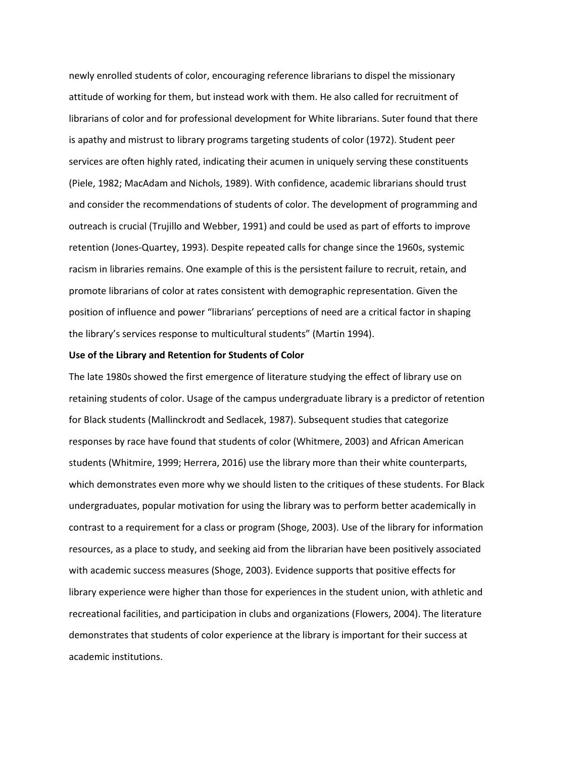newly enrolled students of color, encouraging reference librarians to dispel the missionary attitude of working for them, but instead work with them. He also called for recruitment of librarians of color and for professional development for White librarians. Suter found that there is apathy and mistrust to library programs targeting students of color (1972). Student peer services are often highly rated, indicating their acumen in uniquely serving these constituents (Piele, 1982; MacAdam and Nichols, 1989). With confidence, academic librarians should trust and consider the recommendations of students of color. The development of programming and outreach is crucial (Trujillo and Webber, 1991) and could be used as part of efforts to improve retention (Jones-Quartey, 1993). Despite repeated calls for change since the 1960s, systemic racism in libraries remains. One example of this is the persistent failure to recruit, retain, and promote librarians of color at rates consistent with demographic representation. Given the position of influence and power "librarians' perceptions of need are a critical factor in shaping the library's services response to multicultural students" (Martin 1994).

**Use of the Library and Retention for Students of Color**

The late 1980s showed the first emergence of literature studying the effect of library use on retaining students of color. Usage of the campus undergraduate library is a predictor of retention for Black students (Mallinckrodt and Sedlacek, 1987). Subsequent studies that categorize responses by race have found that students of color (Whitmere, 2003) and African American students (Whitmire, 1999; Herrera, 2016) use the library more than their white counterparts, which demonstrates even more why we should listen to the critiques of these students. For Black undergraduates, popular motivation for using the library was to perform better academically in contrast to a requirement for a class or program (Shoge, 2003). Use of the library for information resources, as a place to study, and seeking aid from the librarian have been positively associated with academic success measures (Shoge, 2003). Evidence supports that positive effects for library experience were higher than those for experiences in the student union, with athletic and recreational facilities, and participation in clubs and organizations (Flowers, 2004). The literature demonstrates that students of color experience at the library is important for their success at academic institutions.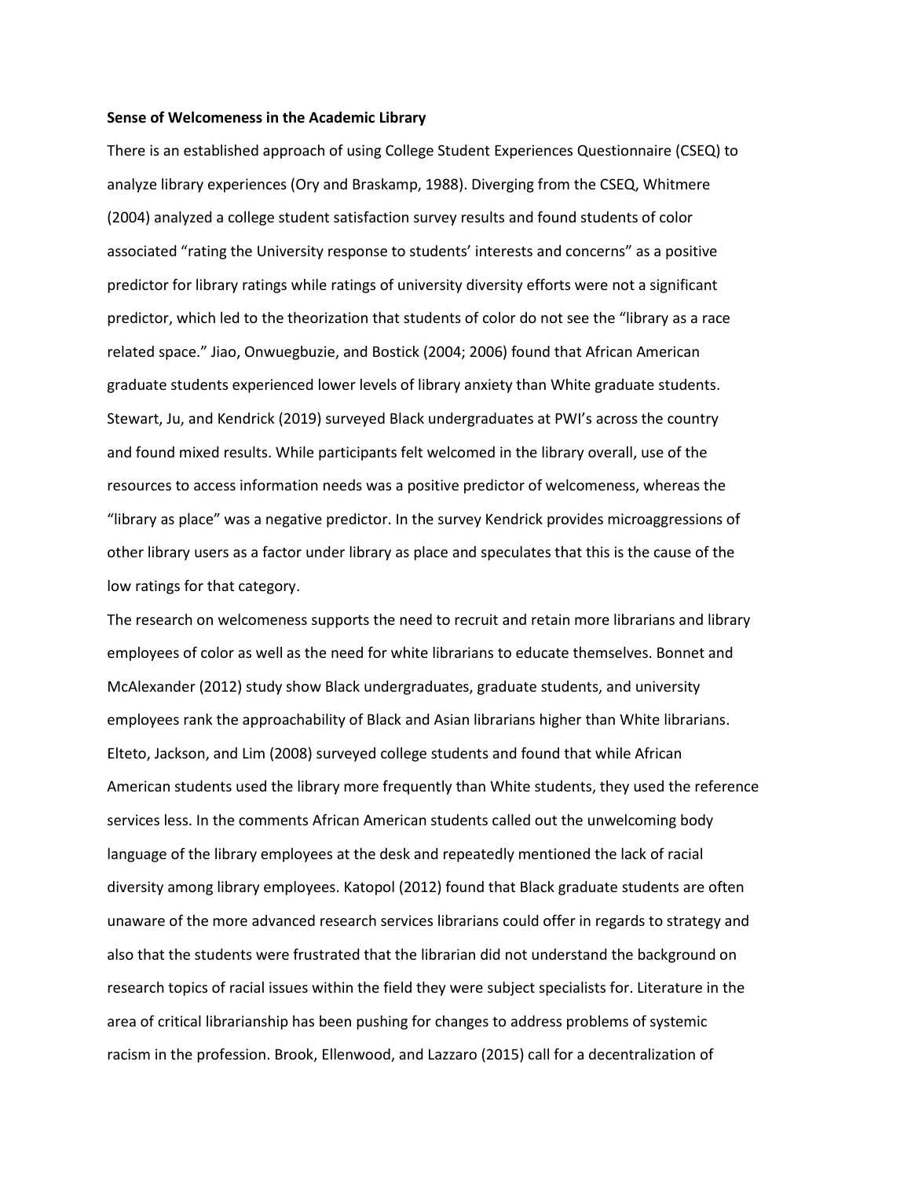**Sense of Welcomeness in the Academic Library**

There is an established approach of using College Student Experiences Questionnaire (CSEQ) to analyze library experiences (Ory and Braskamp, 1988). Diverging from the CSEQ, Whitmere (2004) analyzed a college student satisfaction survey results and found students of color associated "rating the University response to students' interests and concerns" as a positive predictor for library ratings while ratings of university diversity efforts were not a significant predictor, which led to the theorization that students of color do not see the "library as a race related space." Jiao, Onwuegbuzie, and Bostick (2004; 2006) found that African American graduate students experienced lower levels of library anxiety than White graduate students. Stewart, Ju, and Kendrick (2019) surveyed Black undergraduates at PWI's across the country and found mixed results. While participants felt welcomed in the library overall, use of the resources to access information needs was a positive predictor of welcomeness, whereas the "library as place" was a negative predictor. In the survey Kendrick provides microaggressions of other library users as a factor under library as place and speculates that this is the cause of the low ratings for that category.

The research on welcomeness supports the need to recruit and retain more librarians and library employees of color as well as the need for white librarians to educate themselves. Bonnet and McAlexander (2012) study show Black undergraduates, graduate students, and university employees rank the approachability of Black and Asian librarians higher than White librarians. Elteto, Jackson, and Lim (2008) surveyed college students and found that while African American students used the library more frequently than White students, they used the reference services less. In the comments African American students called out the unwelcoming body language of the library employees at the desk and repeatedly mentioned the lack of racial diversity among library employees. Katopol (2012) found that Black graduate students are often unaware of the more advanced research services librarians could offer in regards to strategy and also that the students were frustrated that the librarian did not understand the background on research topics of racial issues within the field they were subject specialists for. Literature in the area of critical librarianship has been pushing for changes to address problems of systemic racism in the profession. Brook, Ellenwood, and Lazzaro (2015) call for a decentralization of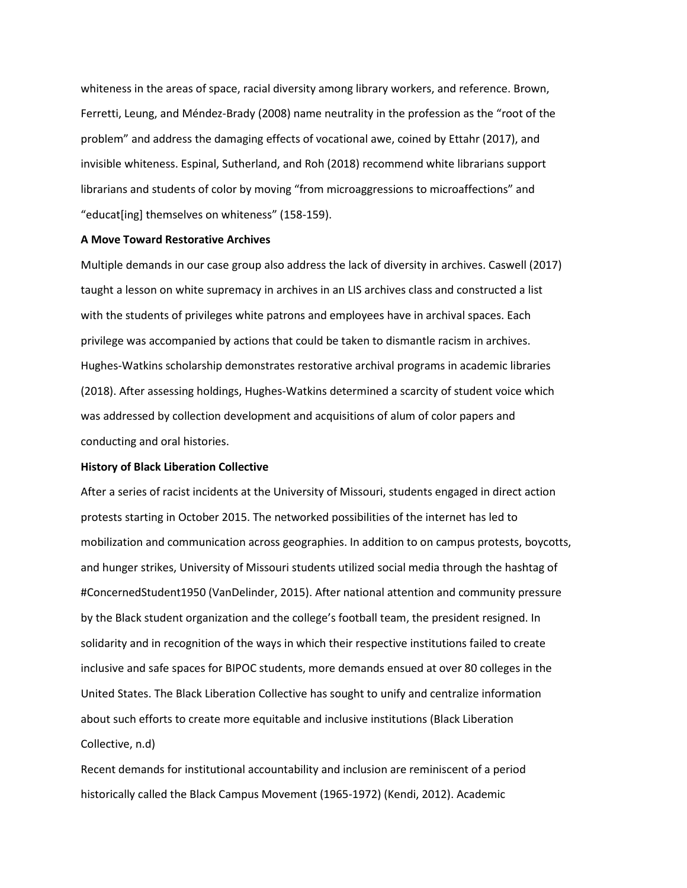whiteness in the areas of space, racial diversity among library workers, and reference. Brown, Ferretti, Leung, and Méndez-Brady (2008) name neutrality in the profession as the "root of the problem" and address the damaging effects of vocational awe, coined by Ettahr (2017), and invisible whiteness. Espinal, Sutherland, and Roh (2018) recommend white librarians support librarians and students of color by moving "from microaggressions to microaffections" and "educat[ing] themselves on whiteness" (158-159).

**A Move Toward Restorative Archives**

Multiple demands in our case group also address the lack of diversity in archives. Caswell (2017) taught a lesson on white supremacy in archives in an LIS archives class and constructed a list with the students of privileges white patrons and employees have in archival spaces. Each privilege was accompanied by actions that could be taken to dismantle racism in archives. Hughes-Watkins scholarship demonstrates restorative archival programs in academic libraries (2018). After assessing holdings, Hughes-Watkins determined a scarcity of student voice which was addressed by collection development and acquisitions of alum of color papers and conducting and oral histories.

**History of Black Liberation Collective**

After a series of racist incidents at the University of Missouri, students engaged in direct action protests starting in October 2015. The networked possibilities of the internet has led to mobilization and communication across geographies. In addition to on campus protests, boycotts, and hunger strikes, University of Missouri students utilized social media through the hashtag of #ConcernedStudent1950 (VanDelinder, 2015). After national attention and community pressure by the Black student organization and the college's football team, the president resigned. In solidarity and in recognition of the ways in which their respective institutions failed to create inclusive and safe spaces for BIPOC students, more demands ensued at over 80 colleges in the United States. The Black Liberation Collective has sought to unify and centralize information about such efforts to create more equitable and inclusive institutions (Black Liberation Collective, n.d)

Recent demands for institutional accountability and inclusion are reminiscent of a period historically called the Black Campus Movement (1965-1972) (Kendi, 2012). Academic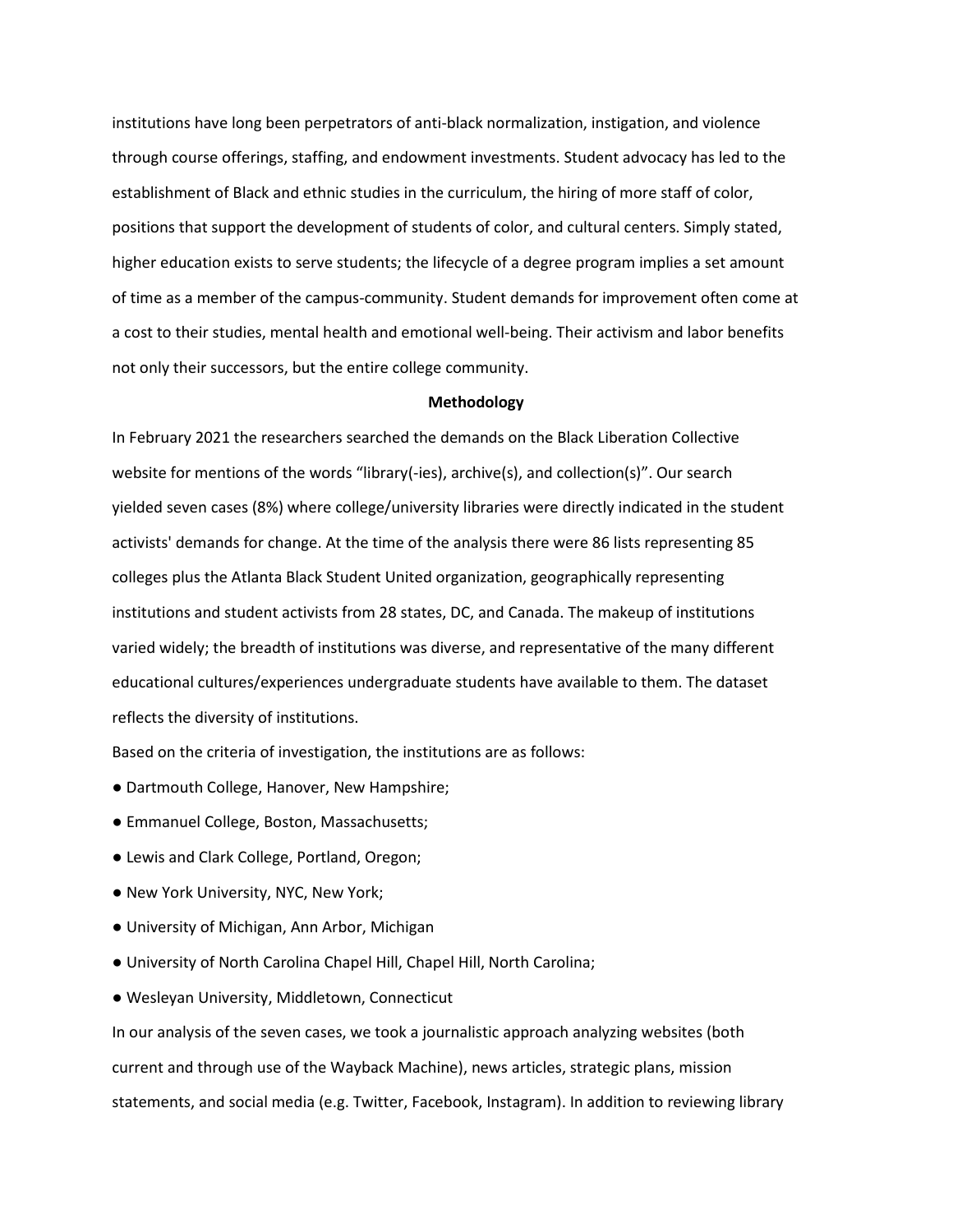institutions have long been perpetrators of anti-black normalization, instigation, and violence through course offerings, staffing, and endowment investments. Student advocacy has led to the establishment of Black and ethnic studies in the curriculum, the hiring of more staff of color, positions that support the development of students of color, and cultural centers. Simply stated, higher education exists to serve students; the lifecycle of a degree program implies a set amount of time as a member of the campus-community. Student demands for improvement often come at a cost to their studies, mental health and emotional well-being. Their activism and labor benefits not only their successors, but the entire college community.

## Methodology

In February 2021 the researchers searched the demands on the Black Liberation Collective website for mentions of the words "library(-ies), archive(s), and collection(s)". Our search yielded seven cases (8%) where college/university libraries were directly indicated in the student activists' demands for change. At the time of the analysis there were 86 lists representing 85 colleges plus the Atlanta Black Student United organization, geographically representing institutions and student activists from 28 states, DC, and Canada. The makeup of institutions varied widely; the breadth of institutions was diverse, and representative of the many different educational cultures/experiences undergraduate students have available to them. The dataset reflects the diversity of institutions.

Based on the criteria of investigation, the institutions are as follows:

- Dartmouth College, Hanover, New Hampshire;
- Emmanuel College, Boston, Massachusetts;
- Lewis and Clark College, Portland, Oregon;
- New York University, NYC, New York;
- University of Michigan, Ann Arbor, Michigan
- University of North Carolina Chapel Hill, Chapel Hill, North Carolina;
- Wesleyan University, Middletown, Connecticut

In our analysis of the seven cases, we took a journalistic approach analyzing websites (both current and through use of the Wayback Machine), news articles, strategic plans, mission statements, and social media (e.g. Twitter, Facebook, Instagram). In addition to reviewing library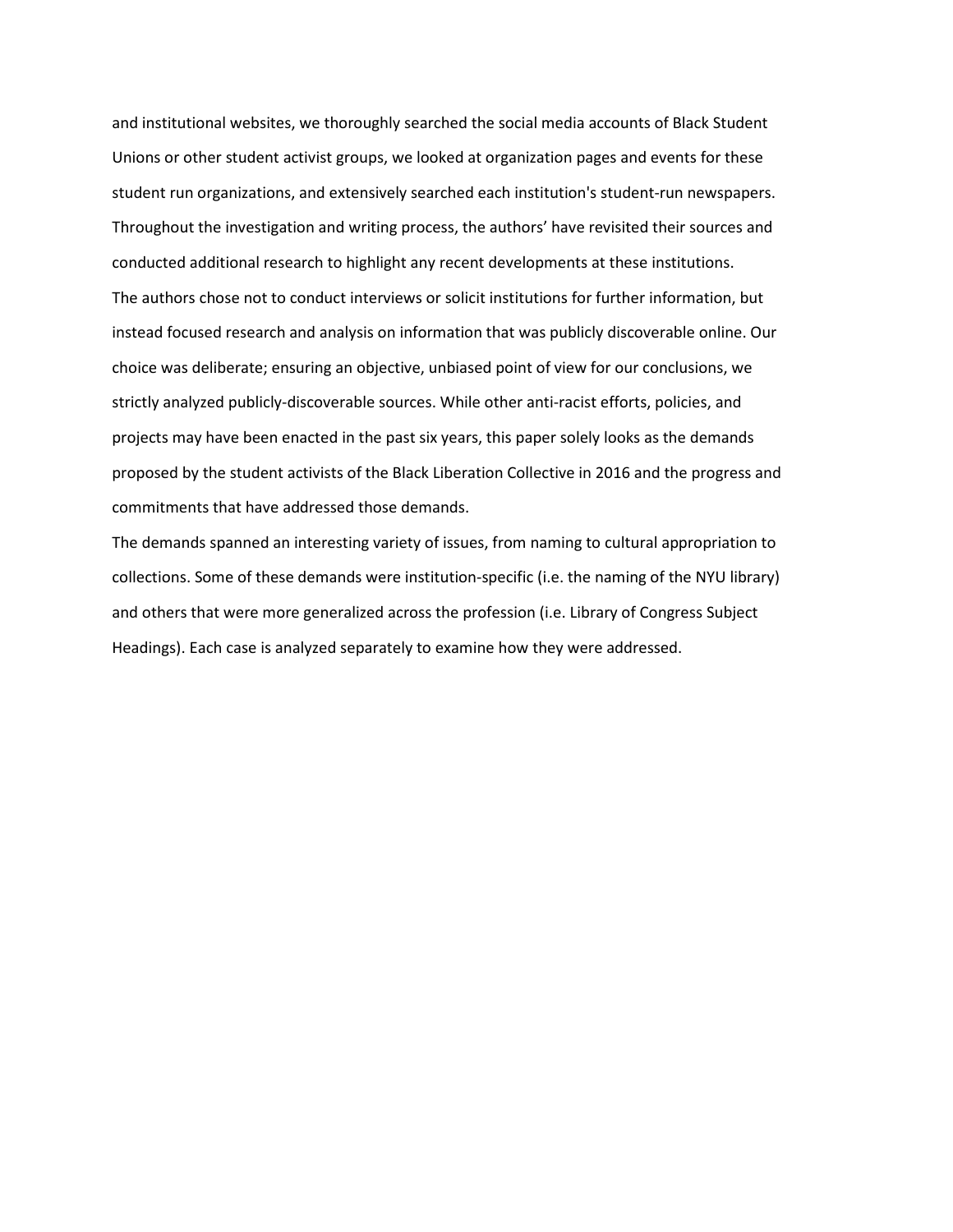and institutional websites, we thoroughly searched the social media accounts of Black Student Unions or other student activist groups, we looked at organization pages and events for these student run organizations, and extensively searched each institution's student-run newspapers. Throughout the investigation and writing process, the authors' have revisited their sources and conducted additional research to highlight any recent developments at these institutions.

The authors chose not to conduct interviews or solicit institutions for further information, but instead focused research and analysis on information that was publicly discoverable online. Our choice was deliberate; ensuring an objective, unbiased point of view for our conclusions, we strictly analyzed publicly-discoverable sources. While other anti-racist efforts, policies, and projects may have been enacted in the past six years, this paper solely looks as the demands proposed by the student activists of the Black Liberation Collective in 2016 and the progress and commitments that have addressed those demands.

The demands spanned an interesting variety of issues, from naming to cultural appropriation to collections. Some of these demands were institution-specific (i.e. the naming of the NYU library) and others that were more generalized across the profession (i.e. Library of Congress Subject Headings). Each case is analyzed separately to examine how they were addressed.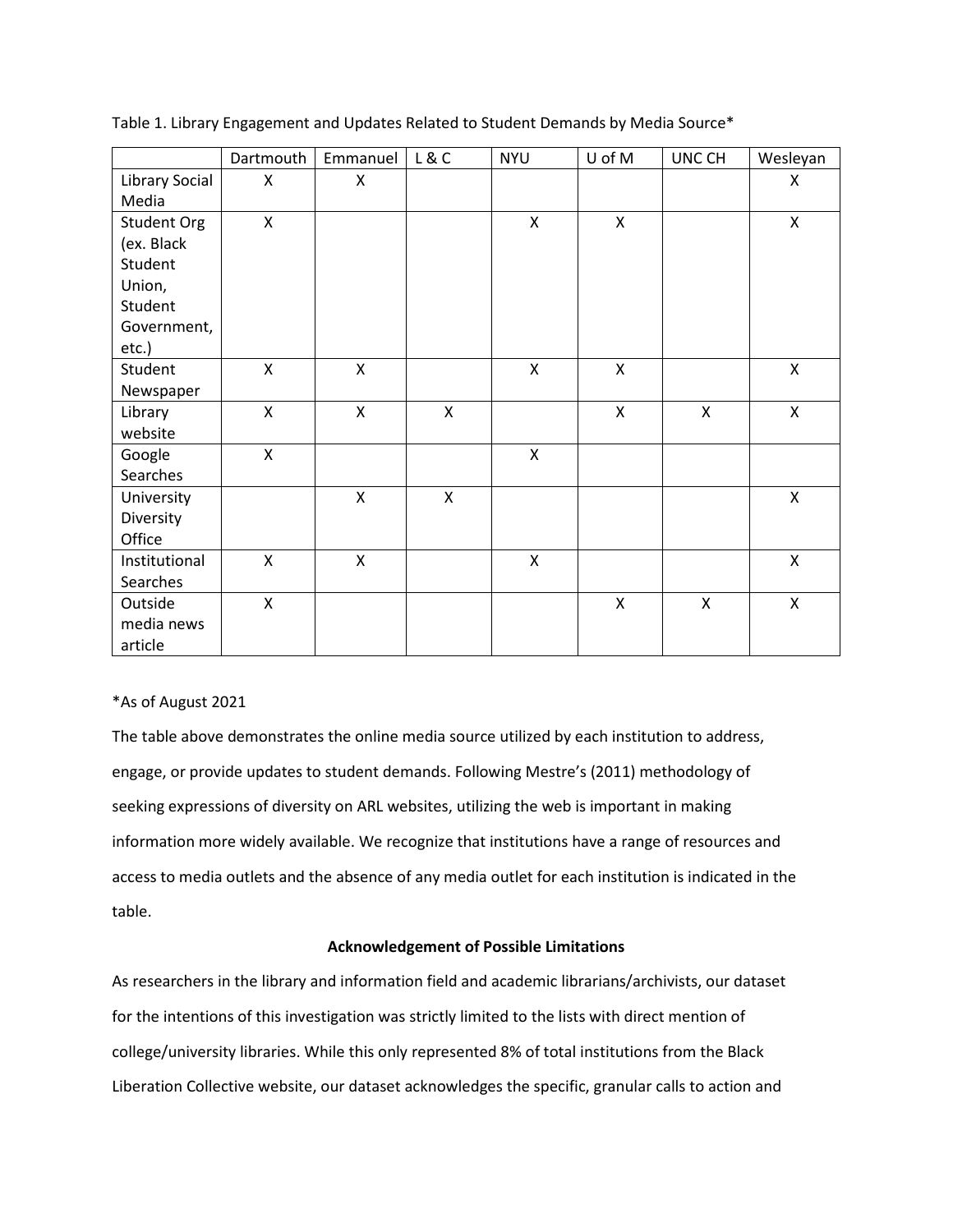Table 1. Library Engagement and Updates Related to Student Demands by Media Source*

| | Dartmouth | Emmanuel | L & C | NYU | U of M | UNC CH | Wesleyan |
|---|---|---|---|---|---|---|---|
| Library Social Media | X | X | | | | | X |
| Student Org (ex. Black Student Union, Student Government, etc.) | X | | | X | X | | X |
| Student Newspaper | X | X | | X | X | | X |
| Library website | X | X | X | | X | X | X |
| Google Searches | X | | | X | | | |
| University Diversity Office | | X | X | | | | X |
| Institutional Searches | X | X | | X | | | X |
| Outside media news article | X | | | | X | X | X |

*As of August 2021

The table above demonstrates the online media source utilized by each institution to address, engage, or provide updates to student demands. Following Mestre's (2011) methodology of seeking expressions of diversity on ARL websites, utilizing the web is important in making information more widely available. We recognize that institutions have a range of resources and access to media outlets and the absence of any media outlet for each institution is indicated in the table.

**Acknowledgement of Possible Limitations**

As researchers in the library and information field and academic librarians/archivists, our dataset for the intentions of this investigation was strictly limited to the lists with direct mention of college/university libraries. While this only represented 8% of total institutions from the Black Liberation Collective website, our dataset acknowledges the specific, granular calls to action and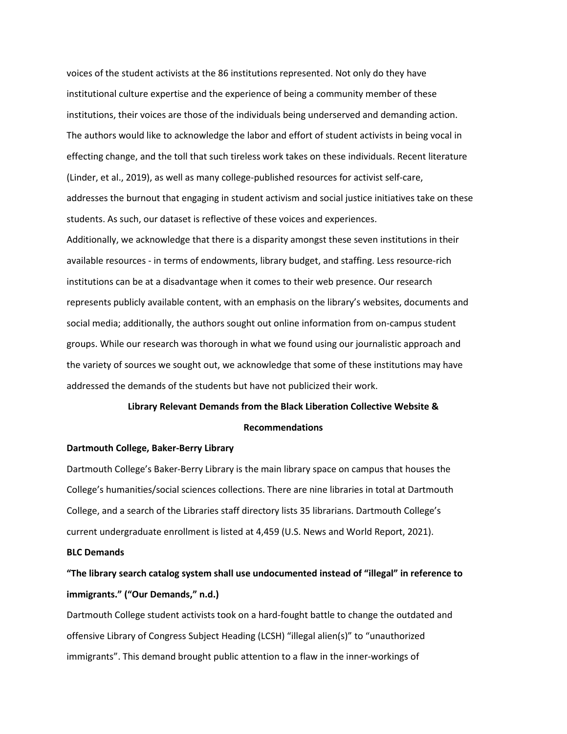voices of the student activists at the 86 institutions represented. Not only do they have institutional culture expertise and the experience of being a community member of these institutions, their voices are those of the individuals being underserved and demanding action. The authors would like to acknowledge the labor and effort of student activists in being vocal in effecting change, and the toll that such tireless work takes on these individuals. Recent literature (Linder, et al., 2019), as well as many college-published resources for activist self-care, addresses the burnout that engaging in student activism and social justice initiatives take on these students. As such, our dataset is reflective of these voices and experiences.

Additionally, we acknowledge that there is a disparity amongst these seven institutions in their available resources - in terms of endowments, library budget, and staffing. Less resource-rich institutions can be at a disadvantage when it comes to their web presence. Our research represents publicly available content, with an emphasis on the library's websites, documents and social media; additionally, the authors sought out online information from on-campus student groups. While our research was thorough in what we found using our journalistic approach and the variety of sources we sought out, we acknowledge that some of these institutions may have addressed the demands of the students but have not publicized their work.

## Library Relevant Demands from the Black Liberation Collective Website & Recommendations

### Dartmouth College, Baker-Berry Library

Dartmouth College's Baker-Berry Library is the main library space on campus that houses the College's humanities/social sciences collections. There are nine libraries in total at Dartmouth College, and a search of the Libraries staff directory lists 35 librarians. Dartmouth College's current undergraduate enrollment is listed at 4,459 (U.S. News and World Report, 2021).

### BLC Demands

**"The library search catalog system shall use undocumented instead of "illegal" in reference to immigrants." ("Our Demands," n.d.)**

Dartmouth College student activists took on a hard-fought battle to change the outdated and offensive Library of Congress Subject Heading (LCSH) "illegal alien(s)" to "unauthorized immigrants". This demand brought public attention to a flaw in the inner-workings of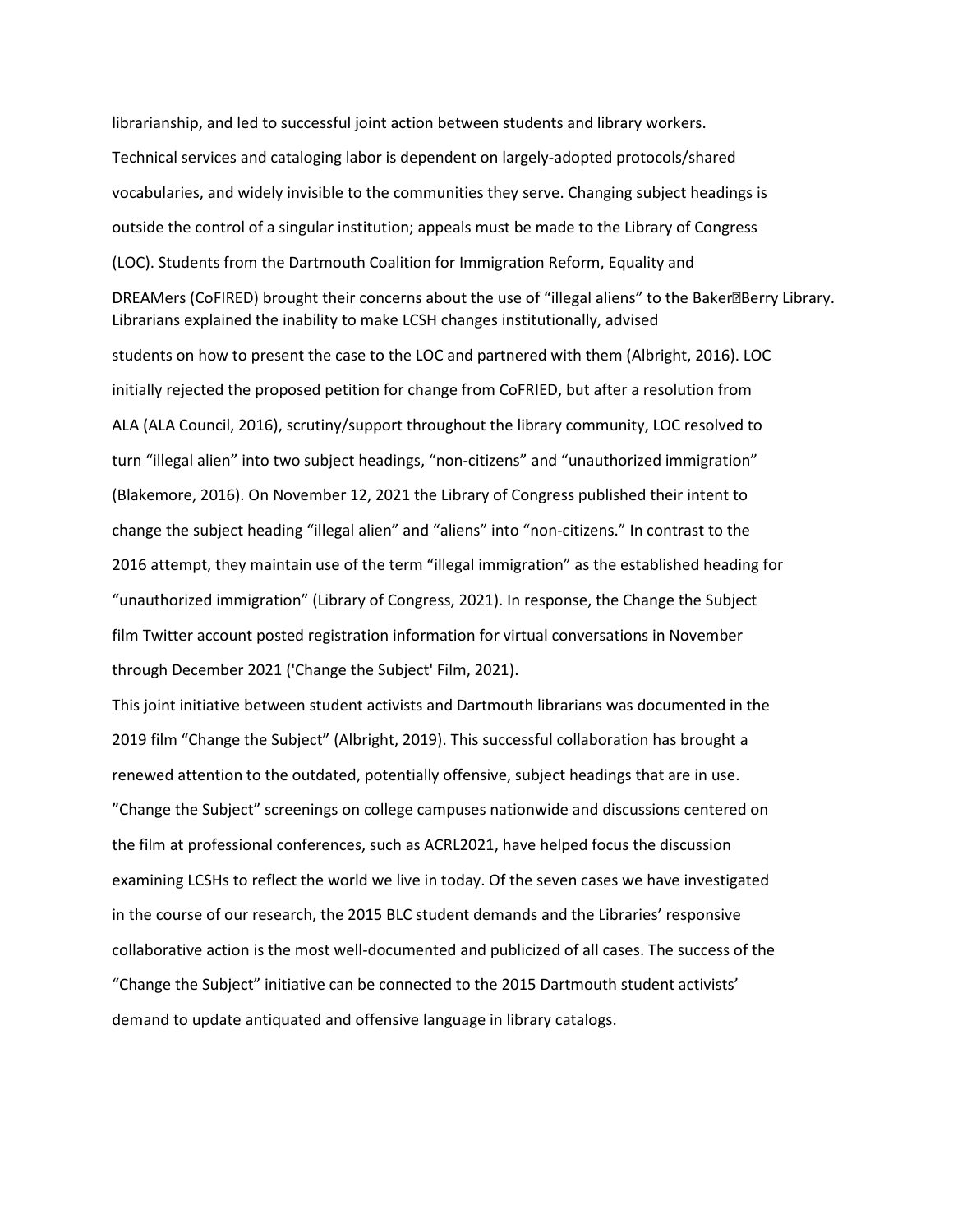librarianship, and led to successful joint action between students and library workers.

Technical services and cataloging labor is dependent on largely-adopted protocols/shared vocabularies, and widely invisible to the communities they serve. Changing subject headings is outside the control of a singular institution; appeals must be made to the Library of Congress (LOC). Students from the Dartmouth Coalition for Immigration Reform, Equality and DREAMers (CoFIRED) brought their concerns about the use of "illegal aliens" to the Baker-Berry Library. Librarians explained the inability to make LCSH changes institutionally, advised students on how to present the case to the LOC and partnered with them (Albright, 2016). LOC initially rejected the proposed petition for change from CoFRIED, but after a resolution from ALA (ALA Council, 2016), scrutiny/support throughout the library community, LOC resolved to turn "illegal alien" into two subject headings, "non-citizens" and "unauthorized immigration" (Blakemore, 2016). On November 12, 2021 the Library of Congress published their intent to change the subject heading "illegal alien" and "aliens" into "non-citizens." In contrast to the 2016 attempt, they maintain use of the term "illegal immigration" as the established heading for "unauthorized immigration" (Library of Congress, 2021). In response, the Change the Subject film Twitter account posted registration information for virtual conversations in November through December 2021 ('Change the Subject' Film, 2021).

This joint initiative between student activists and Dartmouth librarians was documented in the 2019 film "Change the Subject" (Albright, 2019). This successful collaboration has brought a renewed attention to the outdated, potentially offensive, subject headings that are in use. "Change the Subject" screenings on college campuses nationwide and discussions centered on the film at professional conferences, such as ACRL2021, have helped focus the discussion examining LCSHs to reflect the world we live in today. Of the seven cases we have investigated in the course of our research, the 2015 BLC student demands and the Libraries' responsive collaborative action is the most well-documented and publicized of all cases. The success of the "Change the Subject" initiative can be connected to the 2015 Dartmouth student activists' demand to update antiquated and offensive language in library catalogs.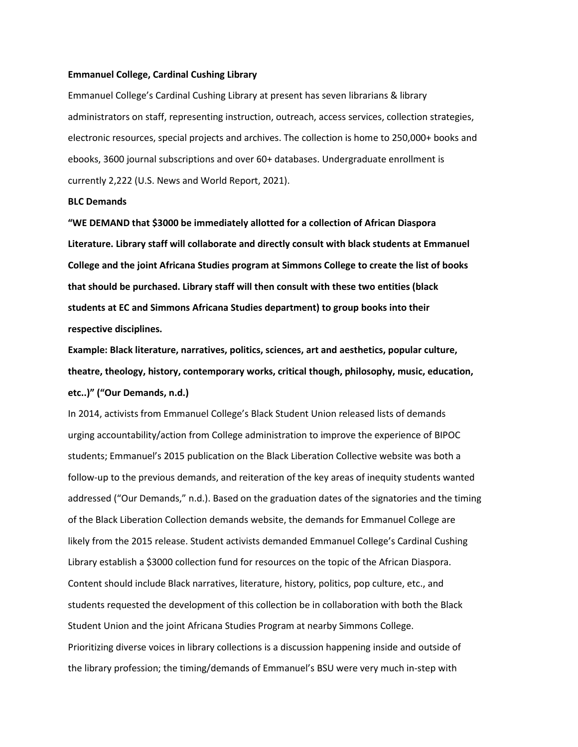**Emmanuel College, Cardinal Cushing Library**

Emmanuel College's Cardinal Cushing Library at present has seven librarians & library administrators on staff, representing instruction, outreach, access services, collection strategies, electronic resources, special projects and archives. The collection is home to 250,000+ books and ebooks, 3600 journal subscriptions and over 60+ databases. Undergraduate enrollment is currently 2,222 (U.S. News and World Report, 2021).

**BLC Demands**

**"WE DEMAND that $3000 be immediately allotted for a collection of African Diaspora Literature. Library staff will collaborate and directly consult with black students at Emmanuel College and the joint Africana Studies program at Simmons College to create the list of books that should be purchased. Library staff will then consult with these two entities (black students at EC and Simmons Africana Studies department) to group books into their respective disciplines.**

**Example: Black literature, narratives, politics, sciences, art and aesthetics, popular culture, theatre, theology, history, contemporary works, critical though, philosophy, music, education, etc..)" ("Our Demands, n.d.)**

In 2014, activists from Emmanuel College's Black Student Union released lists of demands urging accountability/action from College administration to improve the experience of BIPOC students; Emmanuel's 2015 publication on the Black Liberation Collective website was both a follow-up to the previous demands, and reiteration of the key areas of inequity students wanted addressed ("Our Demands," n.d.). Based on the graduation dates of the signatories and the timing of the Black Liberation Collection demands website, the demands for Emmanuel College are likely from the 2015 release. Student activists demanded Emmanuel College's Cardinal Cushing Library establish a $3000 collection fund for resources on the topic of the African Diaspora. Content should include Black narratives, literature, history, politics, pop culture, etc., and students requested the development of this collection be in collaboration with both the Black Student Union and the joint Africana Studies Program at nearby Simmons College.

Prioritizing diverse voices in library collections is a discussion happening inside and outside of the library profession; the timing/demands of Emmanuel's BSU were very much in-step with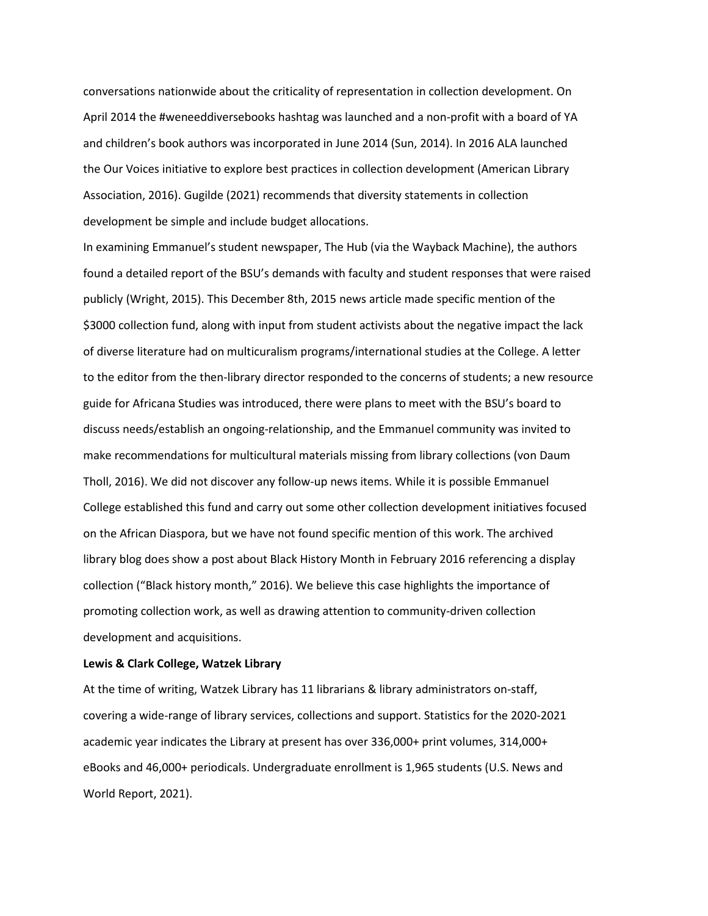conversations nationwide about the criticality of representation in collection development. On April 2014 the #weneeddiversebooks hashtag was launched and a non-profit with a board of YA and children's book authors was incorporated in June 2014 (Sun, 2014). In 2016 ALA launched the Our Voices initiative to explore best practices in collection development (American Library Association, 2016). Gugilde (2021) recommends that diversity statements in collection development be simple and include budget allocations.

In examining Emmanuel's student newspaper, The Hub (via the Wayback Machine), the authors found a detailed report of the BSU's demands with faculty and student responses that were raised publicly (Wright, 2015). This December 8th, 2015 news article made specific mention of the $3000 collection fund, along with input from student activists about the negative impact the lack of diverse literature had on multiculturalism programs/international studies at the College. A letter to the editor from the then-library director responded to the concerns of students; a new resource guide for Africana Studies was introduced, there were plans to meet with the BSU's board to discuss needs/establish an ongoing-relationship, and the Emmanuel community was invited to make recommendations for multicultural materials missing from library collections (von Daum Tholl, 2016). We did not discover any follow-up news items. While it is possible Emmanuel College established this fund and carry out some other collection development initiatives focused on the African Diaspora, but we have not found specific mention of this work. The archived library blog does show a post about Black History Month in February 2016 referencing a display collection ("Black history month," 2016). We believe this case highlights the importance of promoting collection work, as well as drawing attention to community-driven collection development and acquisitions.

**Lewis & Clark College, Watzek Library**

At the time of writing, Watzek Library has 11 librarians & library administrators on-staff, covering a wide-range of library services, collections and support. Statistics for the 2020-2021 academic year indicates the Library at present has over 336,000+ print volumes, 314,000+ eBooks and 46,000+ periodicals. Undergraduate enrollment is 1,965 students (U.S. News and World Report, 2021).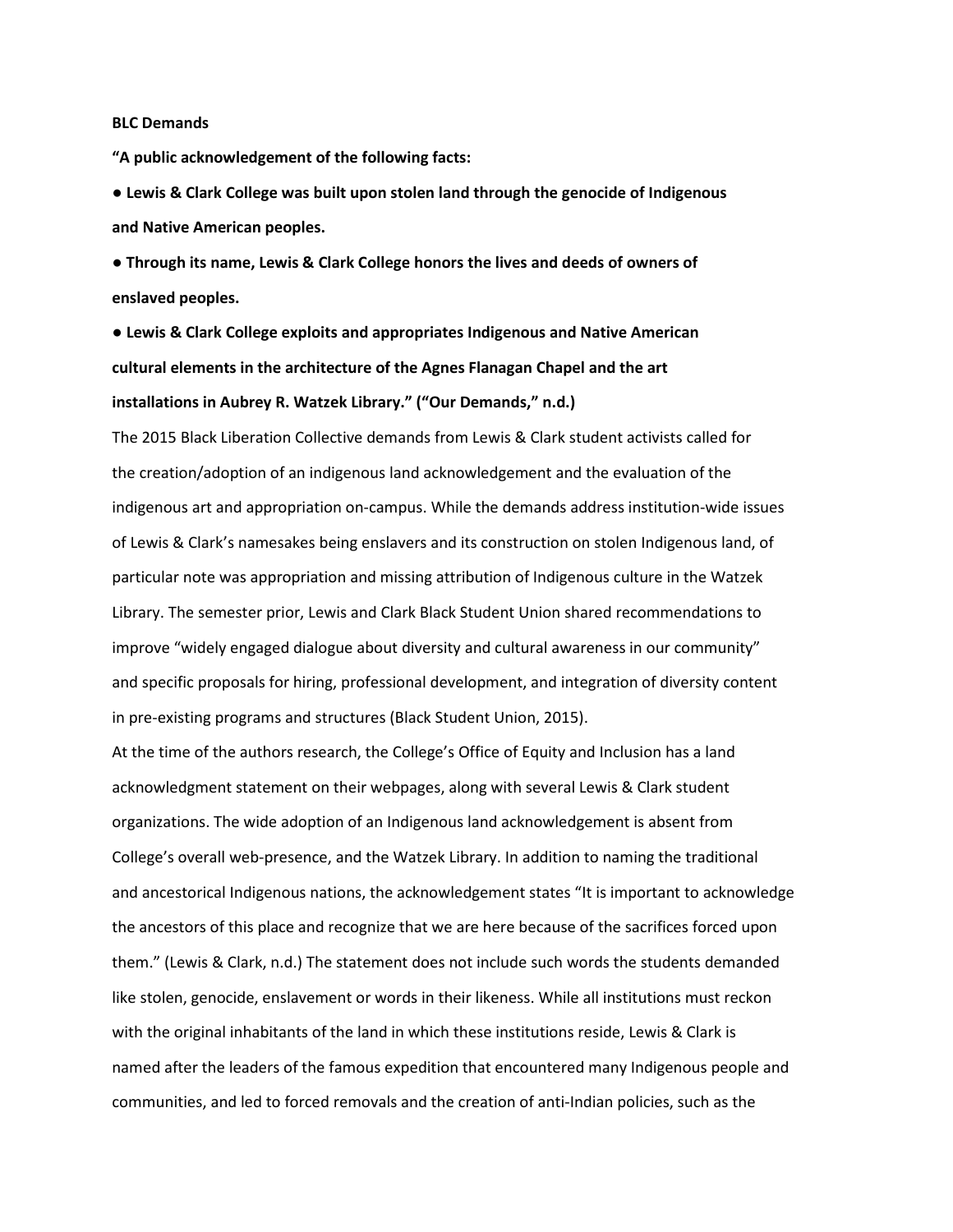**BLC Demands**

**"A public acknowledgement of the following facts:**

- **Lewis & Clark College was built upon stolen land through the genocide of Indigenous and Native American peoples.**
- **Through its name, Lewis & Clark College honors the lives and deeds of owners of enslaved peoples.**
- **Lewis & Clark College exploits and appropriates Indigenous and Native American cultural elements in the architecture of the Agnes Flanagan Chapel and the art installations in Aubrey R. Watzek Library." ("Our Demands," n.d.)**

The 2015 Black Liberation Collective demands from Lewis & Clark student activists called for the creation/adoption of an indigenous land acknowledgement and the evaluation of the indigenous art and appropriation on-campus. While the demands address institution-wide issues of Lewis & Clark's namesakes being enslavers and its construction on stolen Indigenous land, of particular note was appropriation and missing attribution of Indigenous culture in the Watzek Library. The semester prior, Lewis and Clark Black Student Union shared recommendations to improve "widely engaged dialogue about diversity and cultural awareness in our community" and specific proposals for hiring, professional development, and integration of diversity content in pre-existing programs and structures (Black Student Union, 2015).

At the time of the authors research, the College's Office of Equity and Inclusion has a land acknowledgment statement on their webpages, along with several Lewis & Clark student organizations. The wide adoption of an Indigenous land acknowledgement is absent from College's overall web-presence, and the Watzek Library. In addition to naming the traditional and ancestorical Indigenous nations, the acknowledgement states "It is important to acknowledge the ancestors of this place and recognize that we are here because of the sacrifices forced upon them." (Lewis & Clark, n.d.) The statement does not include such words the students demanded like stolen, genocide, enslavement or words in their likeness. While all institutions must reckon with the original inhabitants of the land in which these institutions reside, Lewis & Clark is named after the leaders of the famous expedition that encountered many Indigenous people and communities, and led to forced removals and the creation of anti-Indian policies, such as the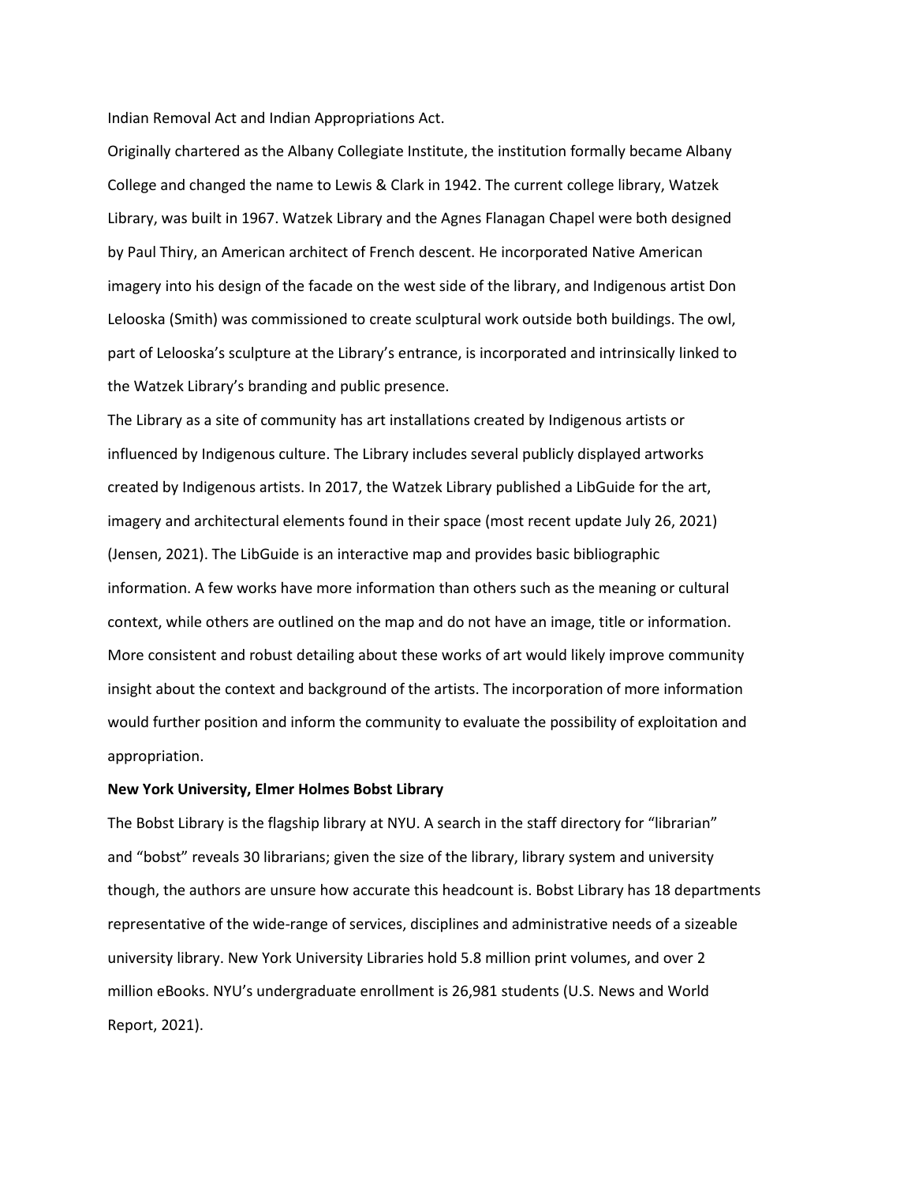Indian Removal Act and Indian Appropriations Act.

Originally chartered as the Albany Collegiate Institute, the institution formally became Albany College and changed the name to Lewis & Clark in 1942. The current college library, Watzek Library, was built in 1967. Watzek Library and the Agnes Flanagan Chapel were both designed by Paul Thiry, an American architect of French descent. He incorporated Native American imagery into his design of the facade on the west side of the library, and Indigenous artist Don Lelooska (Smith) was commissioned to create sculptural work outside both buildings. The owl, part of Lelooska's sculpture at the Library's entrance, is incorporated and intrinsically linked to the Watzek Library's branding and public presence.

The Library as a site of community has art installations created by Indigenous artists or influenced by Indigenous culture. The Library includes several publicly displayed artworks created by Indigenous artists. In 2017, the Watzek Library published a LibGuide for the art, imagery and architectural elements found in their space (most recent update July 26, 2021) (Jensen, 2021). The LibGuide is an interactive map and provides basic bibliographic information. A few works have more information than others such as the meaning or cultural context, while others are outlined on the map and do not have an image, title or information. More consistent and robust detailing about these works of art would likely improve community insight about the context and background of the artists. The incorporation of more information would further position and inform the community to evaluate the possibility of exploitation and appropriation.

**New York University, Elmer Holmes Bobst Library**

The Bobst Library is the flagship library at NYU. A search in the staff directory for "librarian" and "bobst" reveals 30 librarians; given the size of the library, library system and university though, the authors are unsure how accurate this headcount is. Bobst Library has 18 departments representative of the wide-range of services, disciplines and administrative needs of a sizeable university library. New York University Libraries hold 5.8 million print volumes, and over 2 million eBooks. NYU's undergraduate enrollment is 26,981 students (U.S. News and World Report, 2021).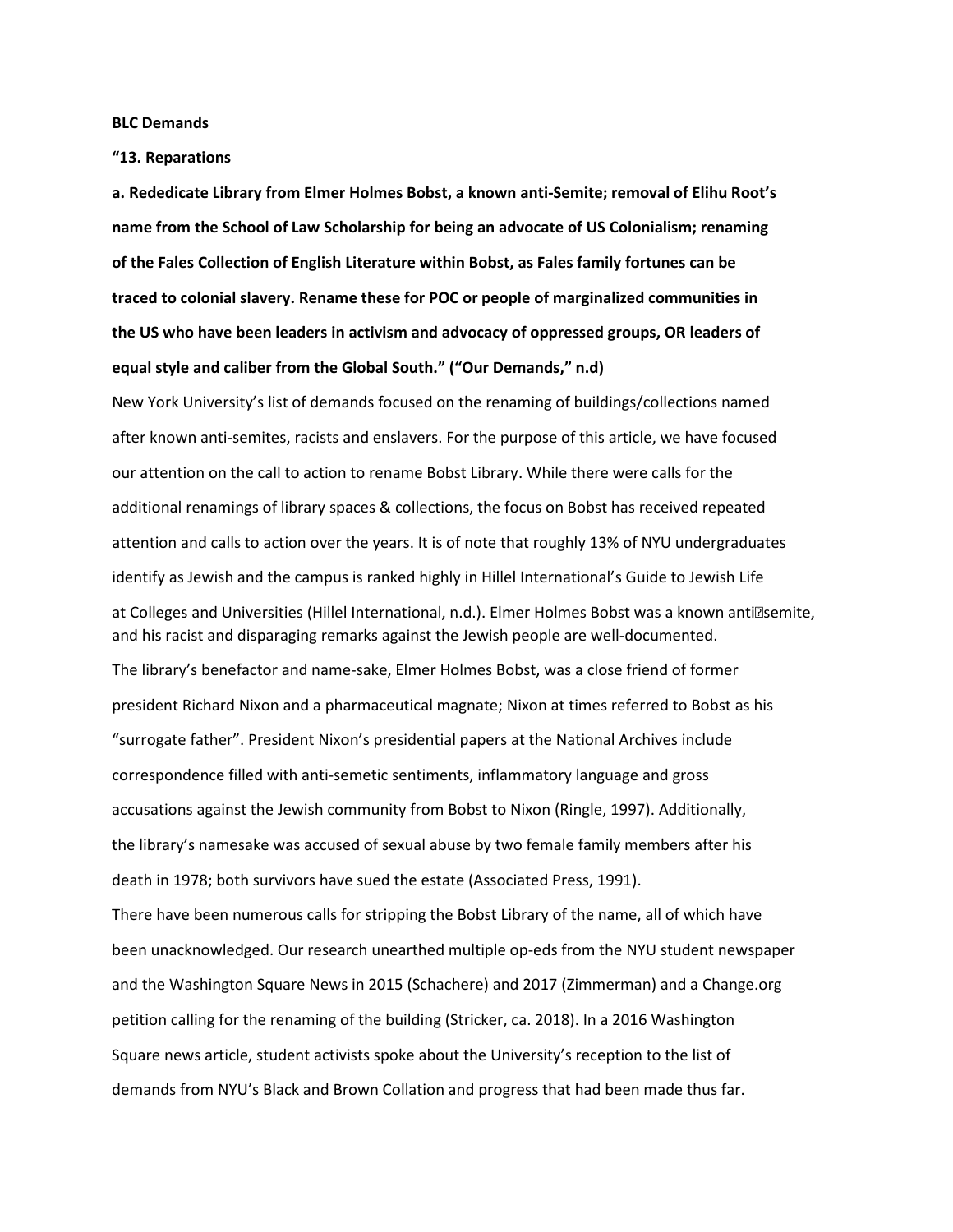**BLC Demands**

**"13. Reparations**

**a. Rededicate Library from Elmer Holmes Bobst, a known anti-Semite; removal of Elihu Root's name from the School of Law Scholarship for being an advocate of US Colonialism; renaming of the Fales Collection of English Literature within Bobst, as Fales family fortunes can be traced to colonial slavery. Rename these for POC or people of marginalized communities in the US who have been leaders in activism and advocacy of oppressed groups, OR leaders of equal style and caliber from the Global South." ("Our Demands," n.d)**

New York University's list of demands focused on the renaming of buildings/collections named after known anti-semites, racists and enslavers. For the purpose of this article, we have focused our attention on the call to action to rename Bobst Library. While there were calls for the additional renamings of library spaces & collections, the focus on Bobst has received repeated attention and calls to action over the years. It is of note that roughly 13% of NYU undergraduates identify as Jewish and the campus is ranked highly in Hillel International's Guide to Jewish Life at Colleges and Universities (Hillel International, n.d.). Elmer Holmes Bobst was a known anti-semite, and his racist and disparaging remarks against the Jewish people are well-documented.

The library's benefactor and name-sake, Elmer Holmes Bobst, was a close friend of former president Richard Nixon and a pharmaceutical magnate; Nixon at times referred to Bobst as his "surrogate father". President Nixon's presidential papers at the National Archives include correspondence filled with anti-semetic sentiments, inflammatory language and gross accusations against the Jewish community from Bobst to Nixon (Ringle, 1997). Additionally, the library's namesake was accused of sexual abuse by two female family members after his death in 1978; both survivors have sued the estate (Associated Press, 1991).

There have been numerous calls for stripping the Bobst Library of the name, all of which have been unacknowledged. Our research unearthed multiple op-eds from the NYU student newspaper and the Washington Square News in 2015 (Schachere) and 2017 (Zimmerman) and a Change.org petition calling for the renaming of the building (Stricker, ca. 2018). In a 2016 Washington Square news article, student activists spoke about the University's reception to the list of demands from NYU's Black and Brown Collation and progress that had been made thus far.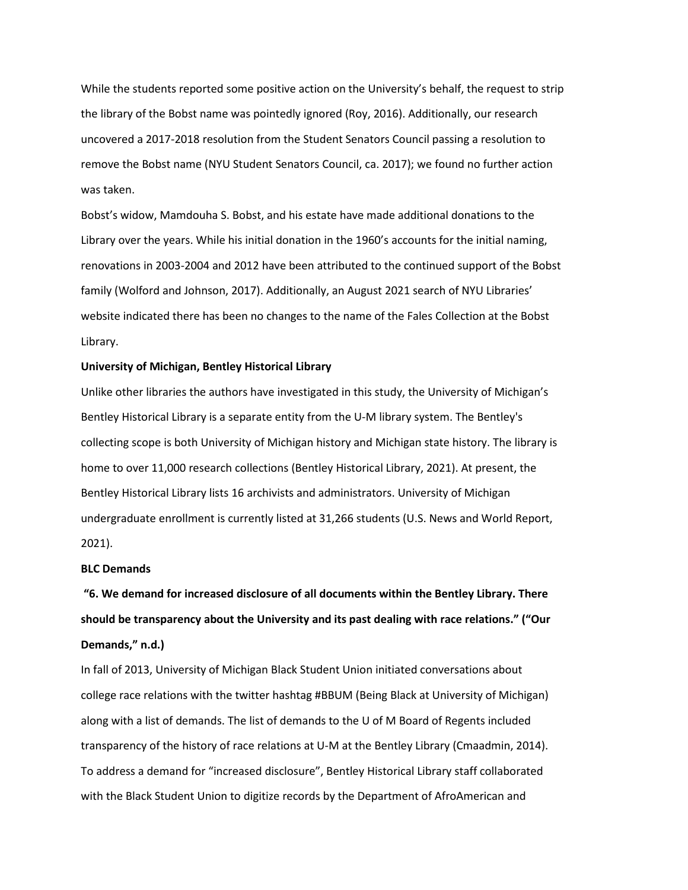While the students reported some positive action on the University's behalf, the request to strip the library of the Bobst name was pointedly ignored (Roy, 2016). Additionally, our research uncovered a 2017-2018 resolution from the Student Senators Council passing a resolution to remove the Bobst name (NYU Student Senators Council, ca. 2017); we found no further action was taken.

Bobst's widow, Mamdouha S. Bobst, and his estate have made additional donations to the Library over the years. While his initial donation in the 1960's accounts for the initial naming, renovations in 2003-2004 and 2012 have been attributed to the continued support of the Bobst family (Wolford and Johnson, 2017). Additionally, an August 2021 search of NYU Libraries' website indicated there has been no changes to the name of the Fales Collection at the Bobst Library.

**University of Michigan, Bentley Historical Library**

Unlike other libraries the authors have investigated in this study, the University of Michigan's Bentley Historical Library is a separate entity from the U-M library system. The Bentley's collecting scope is both University of Michigan history and Michigan state history. The library is home to over 11,000 research collections (Bentley Historical Library, 2021). At present, the Bentley Historical Library lists 16 archivists and administrators. University of Michigan undergraduate enrollment is currently listed at 31,266 students (U.S. News and World Report, 2021).

**BLC Demands**

**"6. We demand for increased disclosure of all documents within the Bentley Library. There should be transparency about the University and its past dealing with race relations." ("Our Demands," n.d.)**

In fall of 2013, University of Michigan Black Student Union initiated conversations about college race relations with the twitter hashtag #BBUM (Being Black at University of Michigan) along with a list of demands. The list of demands to the U of M Board of Regents included transparency of the history of race relations at U-M at the Bentley Library (Cmaadmin, 2014). To address a demand for "increased disclosure", Bentley Historical Library staff collaborated with the Black Student Union to digitize records by the Department of AfroAmerican and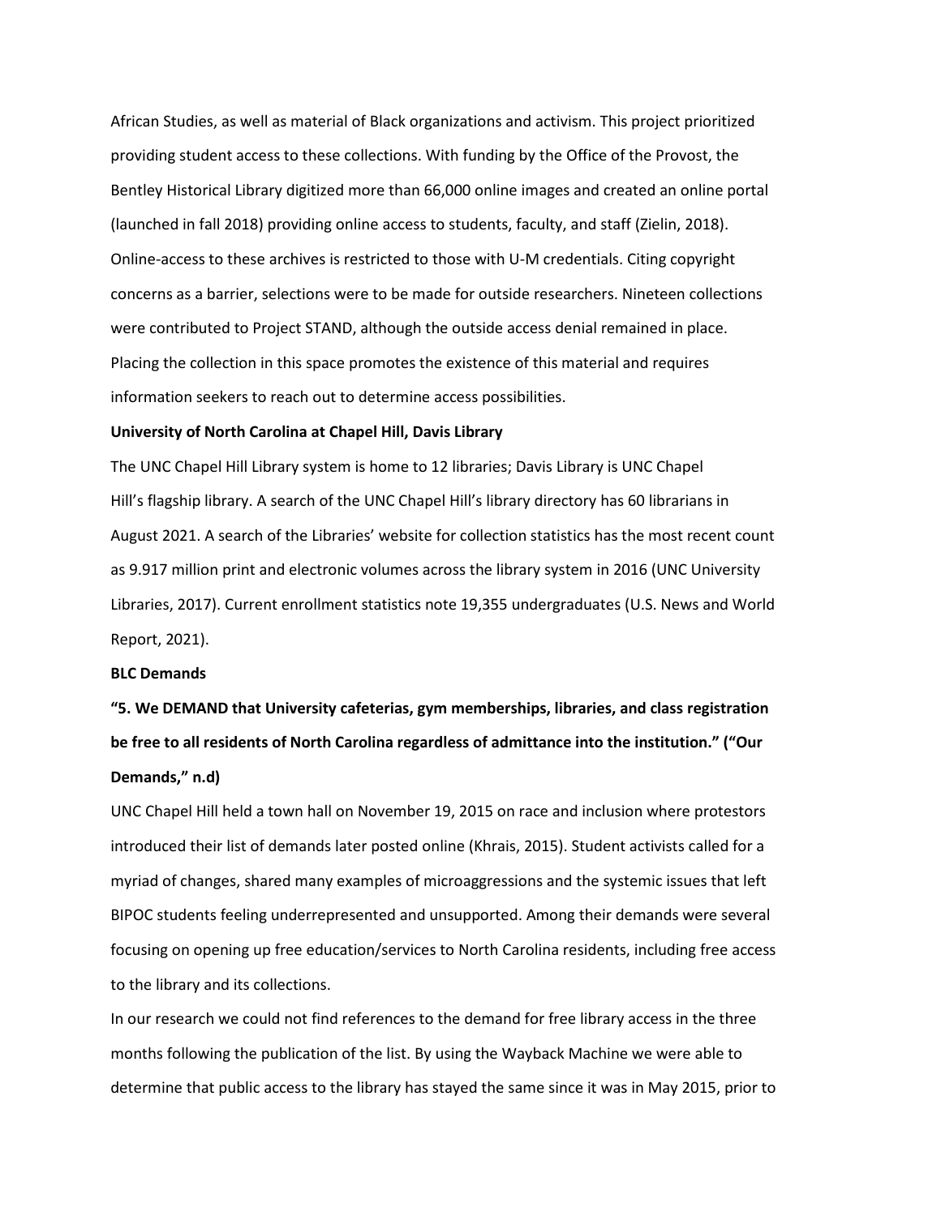African Studies, as well as material of Black organizations and activism. This project prioritized providing student access to these collections. With funding by the Office of the Provost, the Bentley Historical Library digitized more than 66,000 online images and created an online portal (launched in fall 2018) providing online access to students, faculty, and staff (Zielin, 2018). Online-access to these archives is restricted to those with U-M credentials. Citing copyright concerns as a barrier, selections were to be made for outside researchers. Nineteen collections were contributed to Project STAND, although the outside access denial remained in place. Placing the collection in this space promotes the existence of this material and requires information seekers to reach out to determine access possibilities.

**University of North Carolina at Chapel Hill, Davis Library**

The UNC Chapel Hill Library system is home to 12 libraries; Davis Library is UNC Chapel Hill's flagship library. A search of the UNC Chapel Hill's library directory has 60 librarians in August 2021. A search of the Libraries' website for collection statistics has the most recent count as 9.917 million print and electronic volumes across the library system in 2016 (UNC University Libraries, 2017). Current enrollment statistics note 19,355 undergraduates (U.S. News and World Report, 2021).

**BLC Demands**

**"5. We DEMAND that University cafeterias, gym memberships, libraries, and class registration be free to all residents of North Carolina regardless of admittance into the institution." ("Our Demands," n.d)**

UNC Chapel Hill held a town hall on November 19, 2015 on race and inclusion where protestors introduced their list of demands later posted online (Khrais, 2015). Student activists called for a myriad of changes, shared many examples of microaggressions and the systemic issues that left BIPOC students feeling underrepresented and unsupported. Among their demands were several focusing on opening up free education/services to North Carolina residents, including free access to the library and its collections.

In our research we could not find references to the demand for free library access in the three months following the publication of the list. By using the Wayback Machine we were able to determine that public access to the library has stayed the same since it was in May 2015, prior to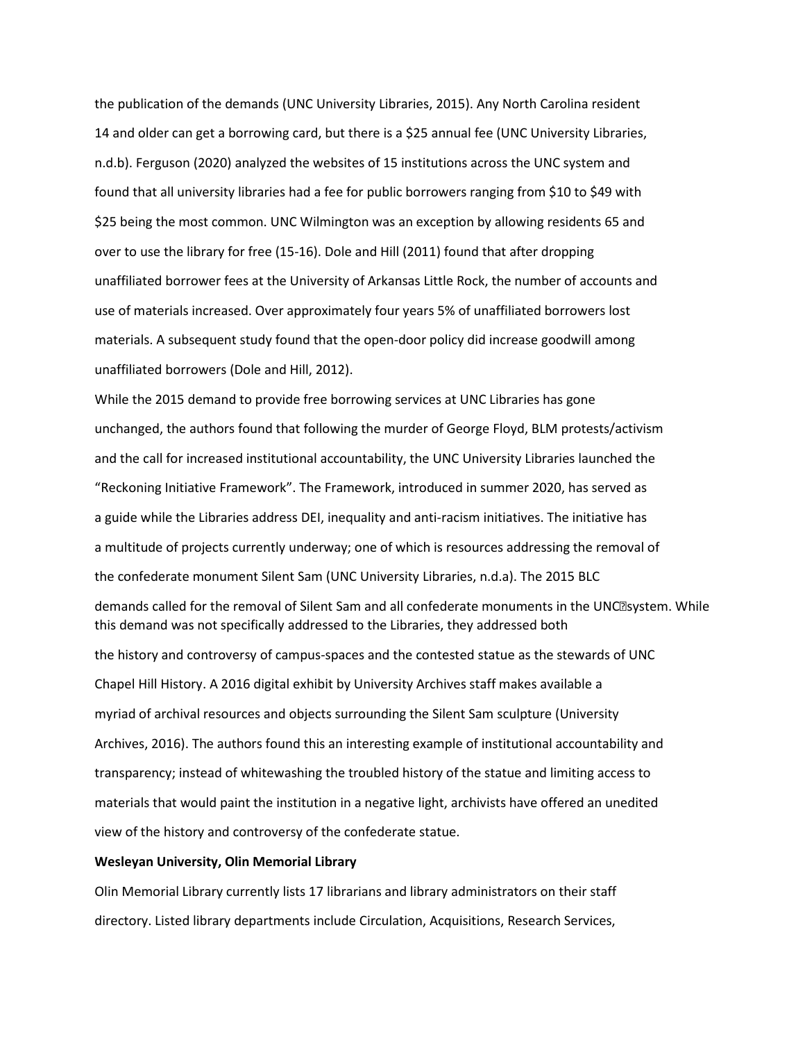the publication of the demands (UNC University Libraries, 2015). Any North Carolina resident 14 and older can get a borrowing card, but there is a $25 annual fee (UNC University Libraries, n.d.b). Ferguson (2020) analyzed the websites of 15 institutions across the UNC system and found that all university libraries had a fee for public borrowers ranging from $10 to $49 with $25 being the most common. UNC Wilmington was an exception by allowing residents 65 and over to use the library for free (15-16). Dole and Hill (2011) found that after dropping unaffiliated borrower fees at the University of Arkansas Little Rock, the number of accounts and use of materials increased. Over approximately four years 5% of unaffiliated borrowers lost materials. A subsequent study found that the open-door policy did increase goodwill among unaffiliated borrowers (Dole and Hill, 2012).

While the 2015 demand to provide free borrowing services at UNC Libraries has gone unchanged, the authors found that following the murder of George Floyd, BLM protests/activism and the call for increased institutional accountability, the UNC University Libraries launched the "Reckoning Initiative Framework". The Framework, introduced in summer 2020, has served as a guide while the Libraries address DEI, inequality and anti-racism initiatives. The initiative has a multitude of projects currently underway; one of which is resources addressing the removal of the confederate monument Silent Sam (UNC University Libraries, n.d.a). The 2015 BLC demands called for the removal of Silent Sam and all confederate monuments in the UNC system. While this demand was not specifically addressed to the Libraries, they addressed both the history and controversy of campus-spaces and the contested statue as the stewards of UNC Chapel Hill History. A 2016 digital exhibit by University Archives staff makes available a myriad of archival resources and objects surrounding the Silent Sam sculpture (University Archives, 2016). The authors found this an interesting example of institutional accountability and transparency; instead of whitewashing the troubled history of the statue and limiting access to materials that would paint the institution in a negative light, archivists have offered an unedited view of the history and controversy of the confederate statue.

**Wesleyan University, Olin Memorial Library**

Olin Memorial Library currently lists 17 librarians and library administrators on their staff directory. Listed library departments include Circulation, Acquisitions, Research Services,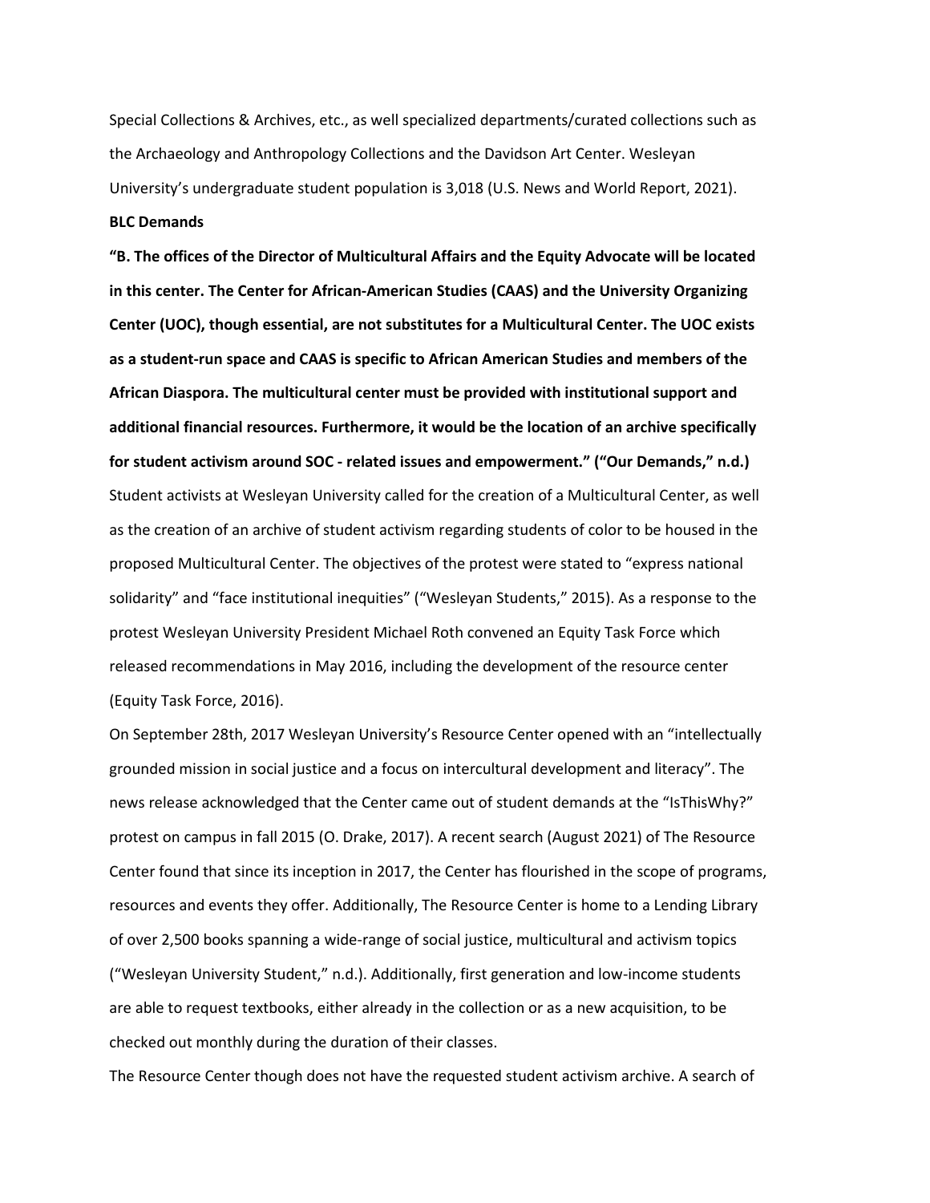Special Collections & Archives, etc., as well specialized departments/curated collections such as the Archaeology and Anthropology Collections and the Davidson Art Center. Wesleyan University's undergraduate student population is 3,018 (U.S. News and World Report, 2021).

**BLC Demands**

**"B. The offices of the Director of Multicultural Affairs and the Equity Advocate will be located in this center. The Center for African-American Studies (CAAS) and the University Organizing Center (UOC), though essential, are not substitutes for a Multicultural Center. The UOC exists as a student-run space and CAAS is specific to African American Studies and members of the African Diaspora. The multicultural center must be provided with institutional support and additional financial resources. Furthermore, it would be the location of an archive specifically for student activism around SOC - related issues and empowerment." ("Our Demands," n.d.)**

Student activists at Wesleyan University called for the creation of a Multicultural Center, as well as the creation of an archive of student activism regarding students of color to be housed in the proposed Multicultural Center. The objectives of the protest were stated to "express national solidarity" and "face institutional inequities" ("Wesleyan Students," 2015). As a response to the protest Wesleyan University President Michael Roth convened an Equity Task Force which released recommendations in May 2016, including the development of the resource center (Equity Task Force, 2016).

On September 28th, 2017 Wesleyan University's Resource Center opened with an "intellectually grounded mission in social justice and a focus on intercultural development and literacy". The news release acknowledged that the Center came out of student demands at the "IsThisWhy?" protest on campus in fall 2015 (O. Drake, 2017). A recent search (August 2021) of The Resource Center found that since its inception in 2017, the Center has flourished in the scope of programs, resources and events they offer. Additionally, The Resource Center is home to a Lending Library of over 2,500 books spanning a wide-range of social justice, multicultural and activism topics ("Wesleyan University Student," n.d.). Additionally, first generation and low-income students are able to request textbooks, either already in the collection or as a new acquisition, to be checked out monthly during the duration of their classes.

The Resource Center though does not have the requested student activism archive. A search of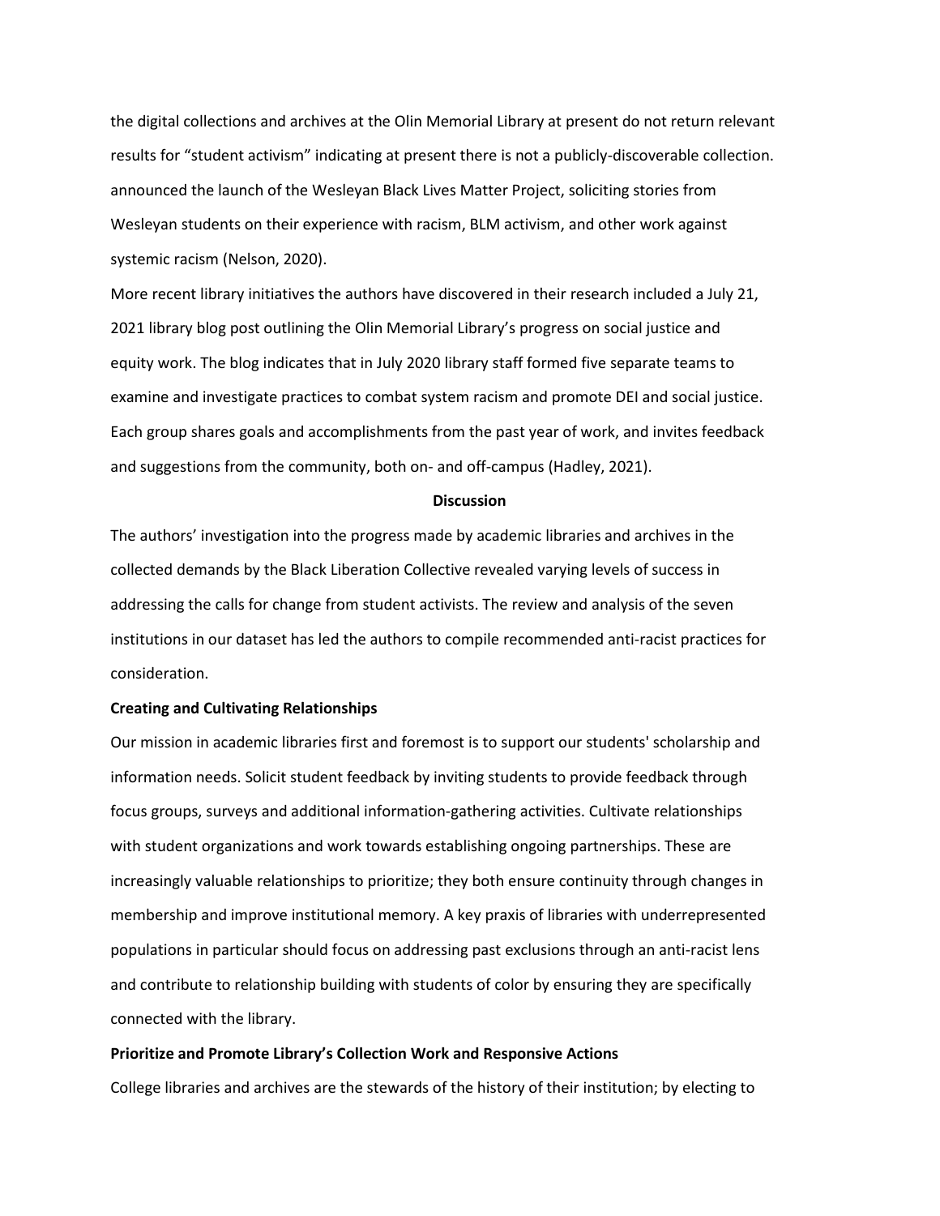the digital collections and archives at the Olin Memorial Library at present do not return relevant results for "student activism" indicating at present there is not a publicly-discoverable collection. announced the launch of the Wesleyan Black Lives Matter Project, soliciting stories from Wesleyan students on their experience with racism, BLM activism, and other work against systemic racism (Nelson, 2020).

More recent library initiatives the authors have discovered in their research included a July 21, 2021 library blog post outlining the Olin Memorial Library's progress on social justice and equity work. The blog indicates that in July 2020 library staff formed five separate teams to examine and investigate practices to combat system racism and promote DEI and social justice. Each group shares goals and accomplishments from the past year of work, and invites feedback and suggestions from the community, both on- and off-campus (Hadley, 2021).

## Discussion

The authors' investigation into the progress made by academic libraries and archives in the collected demands by the Black Liberation Collective revealed varying levels of success in addressing the calls for change from student activists. The review and analysis of the seven institutions in our dataset has led the authors to compile recommended anti-racist practices for consideration.

### Creating and Cultivating Relationships

Our mission in academic libraries first and foremost is to support our students' scholarship and information needs. Solicit student feedback by inviting students to provide feedback through focus groups, surveys and additional information-gathering activities. Cultivate relationships with student organizations and work towards establishing ongoing partnerships. These are increasingly valuable relationships to prioritize; they both ensure continuity through changes in membership and improve institutional memory. A key praxis of libraries with underrepresented populations in particular should focus on addressing past exclusions through an anti-racist lens and contribute to relationship building with students of color by ensuring they are specifically connected with the library.

### Prioritize and Promote Library's Collection Work and Responsive Actions

College libraries and archives are the stewards of the history of their institution; by electing to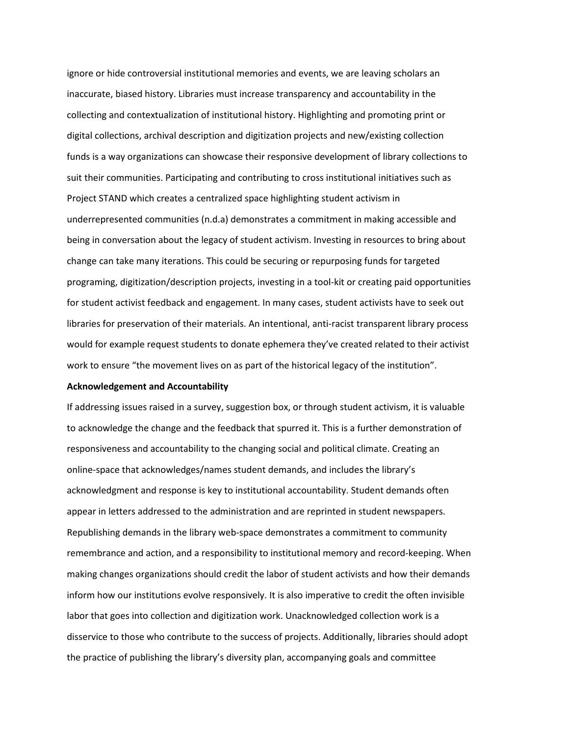ignore or hide controversial institutional memories and events, we are leaving scholars an inaccurate, biased history. Libraries must increase transparency and accountability in the collecting and contextualization of institutional history. Highlighting and promoting print or digital collections, archival description and digitization projects and new/existing collection funds is a way organizations can showcase their responsive development of library collections to suit their communities. Participating and contributing to cross institutional initiatives such as Project STAND which creates a centralized space highlighting student activism in underrepresented communities (n.d.a) demonstrates a commitment in making accessible and being in conversation about the legacy of student activism. Investing in resources to bring about change can take many iterations. This could be securing or repurposing funds for targeted programing, digitization/description projects, investing in a tool-kit or creating paid opportunities for student activist feedback and engagement. In many cases, student activists have to seek out libraries for preservation of their materials. An intentional, anti-racist transparent library process would for example request students to donate ephemera they've created related to their activist work to ensure "the movement lives on as part of the historical legacy of the institution".

**Acknowledgement and Accountability**

If addressing issues raised in a survey, suggestion box, or through student activism, it is valuable to acknowledge the change and the feedback that spurred it. This is a further demonstration of responsiveness and accountability to the changing social and political climate. Creating an online-space that acknowledges/names student demands, and includes the library's acknowledgment and response is key to institutional accountability. Student demands often appear in letters addressed to the administration and are reprinted in student newspapers. Republishing demands in the library web-space demonstrates a commitment to community remembrance and action, and a responsibility to institutional memory and record-keeping. When making changes organizations should credit the labor of student activists and how their demands inform how our institutions evolve responsively. It is also imperative to credit the often invisible labor that goes into collection and digitization work. Unacknowledged collection work is a disservice to those who contribute to the success of projects. Additionally, libraries should adopt the practice of publishing the library's diversity plan, accompanying goals and committee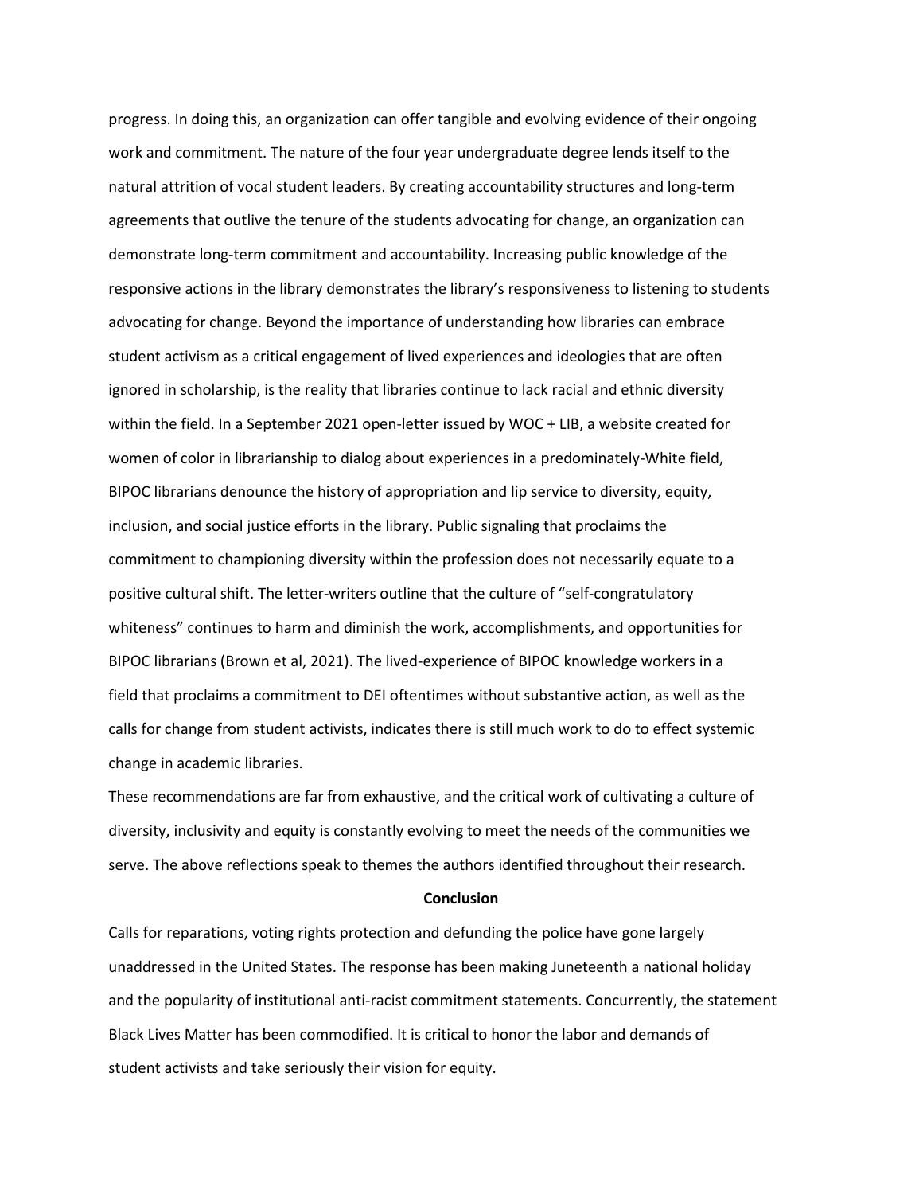progress. In doing this, an organization can offer tangible and evolving evidence of their ongoing work and commitment. The nature of the four year undergraduate degree lends itself to the natural attrition of vocal student leaders. By creating accountability structures and long-term agreements that outlive the tenure of the students advocating for change, an organization can demonstrate long-term commitment and accountability. Increasing public knowledge of the responsive actions in the library demonstrates the library's responsiveness to listening to students advocating for change. Beyond the importance of understanding how libraries can embrace student activism as a critical engagement of lived experiences and ideologies that are often ignored in scholarship, is the reality that libraries continue to lack racial and ethnic diversity within the field. In a September 2021 open-letter issued by WOC + LIB, a website created for women of color in librarianship to dialog about experiences in a predominately-White field, BIPOC librarians denounce the history of appropriation and lip service to diversity, equity, inclusion, and social justice efforts in the library. Public signaling that proclaims the commitment to championing diversity within the profession does not necessarily equate to a positive cultural shift. The letter-writers outline that the culture of "self-congratulatory whiteness" continues to harm and diminish the work, accomplishments, and opportunities for BIPOC librarians (Brown et al, 2021). The lived-experience of BIPOC knowledge workers in a field that proclaims a commitment to DEI oftentimes without substantive action, as well as the calls for change from student activists, indicates there is still much work to do to effect systemic change in academic libraries.

These recommendations are far from exhaustive, and the critical work of cultivating a culture of diversity, inclusivity and equity is constantly evolving to meet the needs of the communities we serve. The above reflections speak to themes the authors identified throughout their research.

## Conclusion

Calls for reparations, voting rights protection and defunding the police have gone largely unaddressed in the United States. The response has been making Juneteenth a national holiday and the popularity of institutional anti-racist commitment statements. Concurrently, the statement Black Lives Matter has been commodified. It is critical to honor the labor and demands of student activists and take seriously their vision for equity.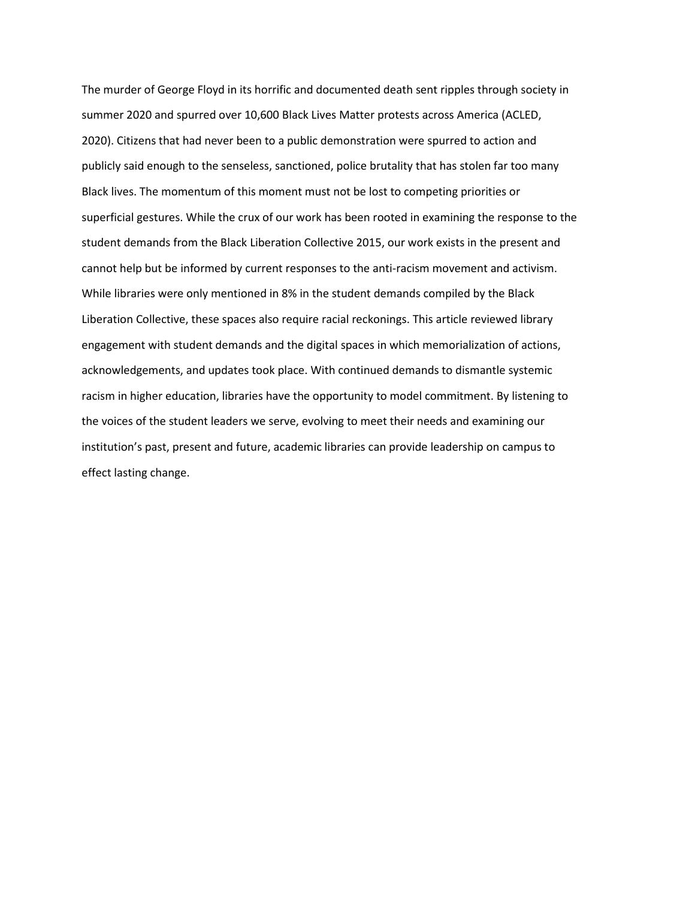The murder of George Floyd in its horrific and documented death sent ripples through society in summer 2020 and spurred over 10,600 Black Lives Matter protests across America (ACLED, 2020). Citizens that had never been to a public demonstration were spurred to action and publicly said enough to the senseless, sanctioned, police brutality that has stolen far too many Black lives. The momentum of this moment must not be lost to competing priorities or superficial gestures. While the crux of our work has been rooted in examining the response to the student demands from the Black Liberation Collective 2015, our work exists in the present and cannot help but be informed by current responses to the anti-racism movement and activism. While libraries were only mentioned in 8% in the student demands compiled by the Black Liberation Collective, these spaces also require racial reckonings. This article reviewed library engagement with student demands and the digital spaces in which memorialization of actions, acknowledgements, and updates took place. With continued demands to dismantle systemic racism in higher education, libraries have the opportunity to model commitment. By listening to the voices of the student leaders we serve, evolving to meet their needs and examining our institution's past, present and future, academic libraries can provide leadership on campus to effect lasting change.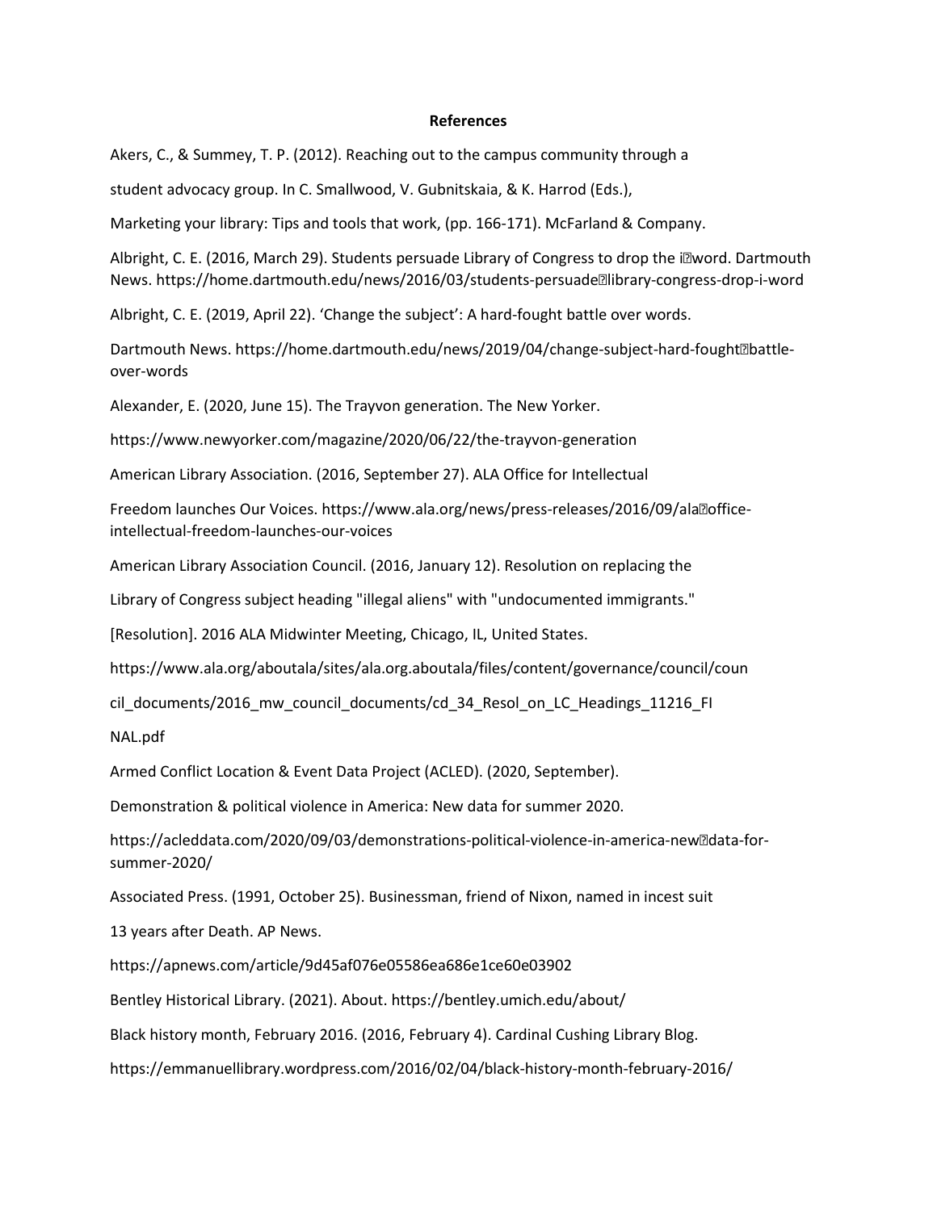**References**

Akers, C., & Summey, T. P. (2012). Reaching out to the campus community through a student advocacy group. In C. Smallwood, V. Gubnitskaia, & K. Harrod (Eds.), Marketing your library: Tips and tools that work, (pp. 166-171). McFarland & Company.

Albright, C. E. (2016, March 29). Students persuade Library of Congress to drop the i�word. Dartmouth News. https://home.dartmouth.edu/news/2016/03/students-persuade�library-congress-drop-i-word

Albright, C. E. (2019, April 22). 'Change the subject': A hard-fought battle over words. Dartmouth News. https://home.dartmouth.edu/news/2019/04/change-subject-hard-fought�battle-over-words

Alexander, E. (2020, June 15). The Trayvon generation. The New Yorker. https://www.newyorker.com/magazine/2020/06/22/the-trayvon-generation

American Library Association. (2016, September 27). ALA Office for Intellectual Freedom launches Our Voices. https://www.ala.org/news/press-releases/2016/09/ala�office-intellectual-freedom-launches-our-voices

American Library Association Council. (2016, January 12). Resolution on replacing the Library of Congress subject heading "illegal aliens" with "undocumented immigrants." [Resolution]. 2016 ALA Midwinter Meeting, Chicago, IL, United States. https://www.ala.org/aboutala/sites/ala.org.aboutala/files/content/governance/council/council_documents/2016_mw_council_documents/cd_34_Resol_on_LC_Headings_11216_FINAL.pdf

Armed Conflict Location & Event Data Project (ACLED). (2020, September). Demonstration & political violence in America: New data for summer 2020. https://acleddata.com/2020/09/03/demonstrations-political-violence-in-america-new�data-for-summer-2020/

Associated Press. (1991, October 25). Businessman, friend of Nixon, named in incest suit 13 years after Death. AP News. https://apnews.com/article/9d45af076e05586ea686e1ce60e03902

Bentley Historical Library. (2021). About. https://bentley.umich.edu/about/

Black history month, February 2016. (2016, February 4). Cardinal Cushing Library Blog. https://emmanuellibrary.wordpress.com/2016/02/04/black-history-month-february-2016/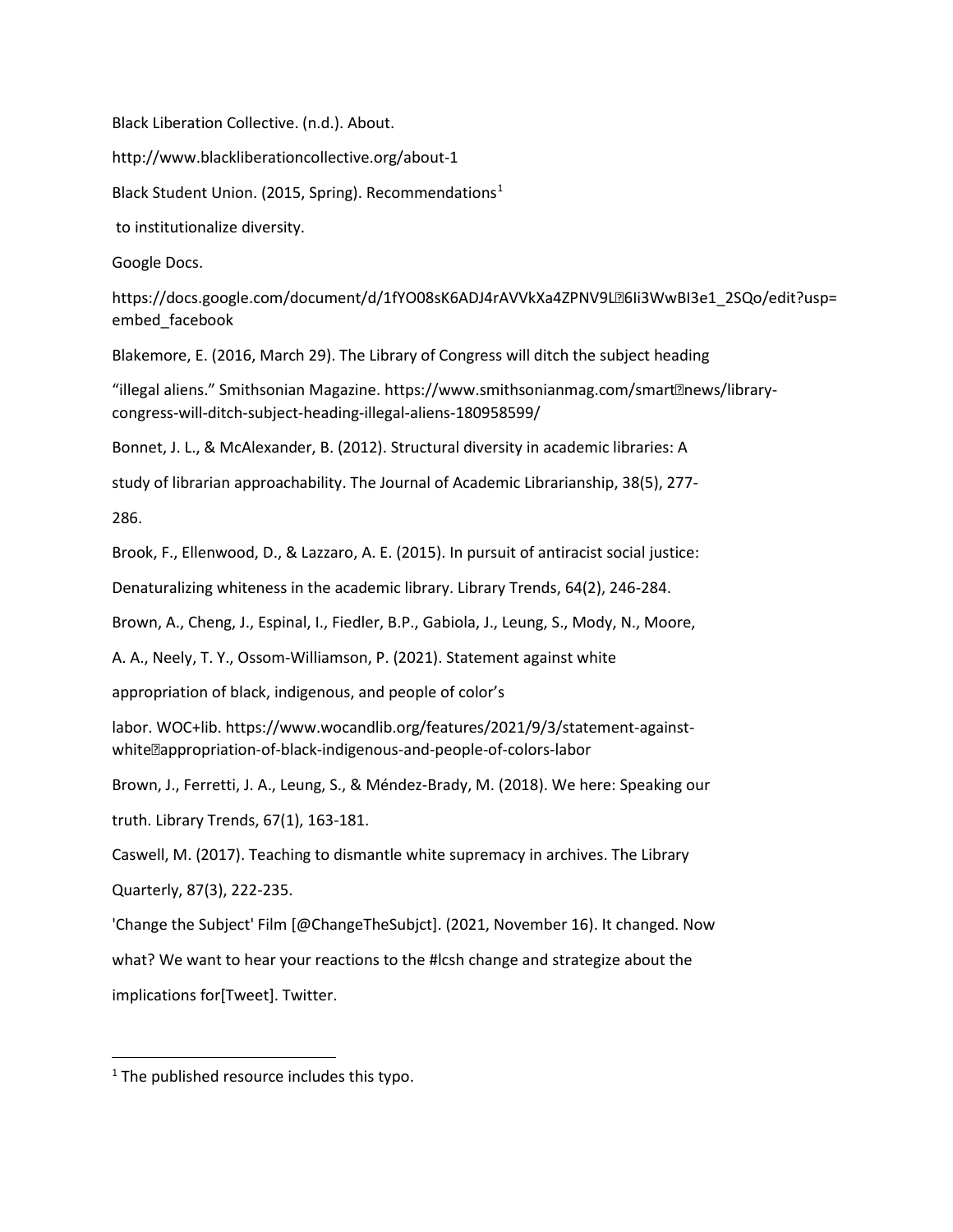Black Liberation Collective. (n.d.). About.

http://www.blackliberationcollective.org/about-1

Black Student Union. (2015, Spring). Recommendations[1]

to institutionalize diversity.

Google Docs.

https://docs.google.com/document/d/1fYO08sK6ADJ4rAVVkXa4ZPNV9L�6Ii3WwBI3e1_2SQo/edit?usp=embed_facebook

Blakemore, E. (2016, March 29). The Library of Congress will ditch the subject heading

“illegal aliens.” Smithsonian Magazine. https://www.smithsonianmag.com/smart�news/library-congress-will-ditch-subject-heading-illegal-aliens-180958599/

Bonnet, J. L., & McAlexander, B. (2012). Structural diversity in academic libraries: A

study of librarian approachability. The Journal of Academic Librarianship, 38(5), 277-

286.

Brook, F., Ellenwood, D., & Lazzaro, A. E. (2015). In pursuit of antiracist social justice:

Denaturalizing whiteness in the academic library. Library Trends, 64(2), 246-284.

Brown, A., Cheng, J., Espinal, I., Fiedler, B.P., Gabiola, J., Leung, S., Mody, N., Moore,

A. A., Neely, T. Y., Ossom-Williamson, P. (2021). Statement against white

appropriation of black, indigenous, and people of color’s

labor. WOC+lib. https://www.wocandlib.org/features/2021/9/3/statement-against-white�appropriation-of-black-indigenous-and-people-of-colors-labor

Brown, J., Ferretti, J. A., Leung, S., & Méndez-Brady, M. (2018). We here: Speaking our

truth. Library Trends, 67(1), 163-181.

Caswell, M. (2017). Teaching to dismantle white supremacy in archives. The Library

Quarterly, 87(3), 222-235.

'Change the Subject' Film [@ChangeTheSubjct]. (2021, November 16). It changed. Now

what? We want to hear your reactions to the #lcsh change and strategize about the

implications for[Tweet]. Twitter.

---

[1] The published resource includes this typo.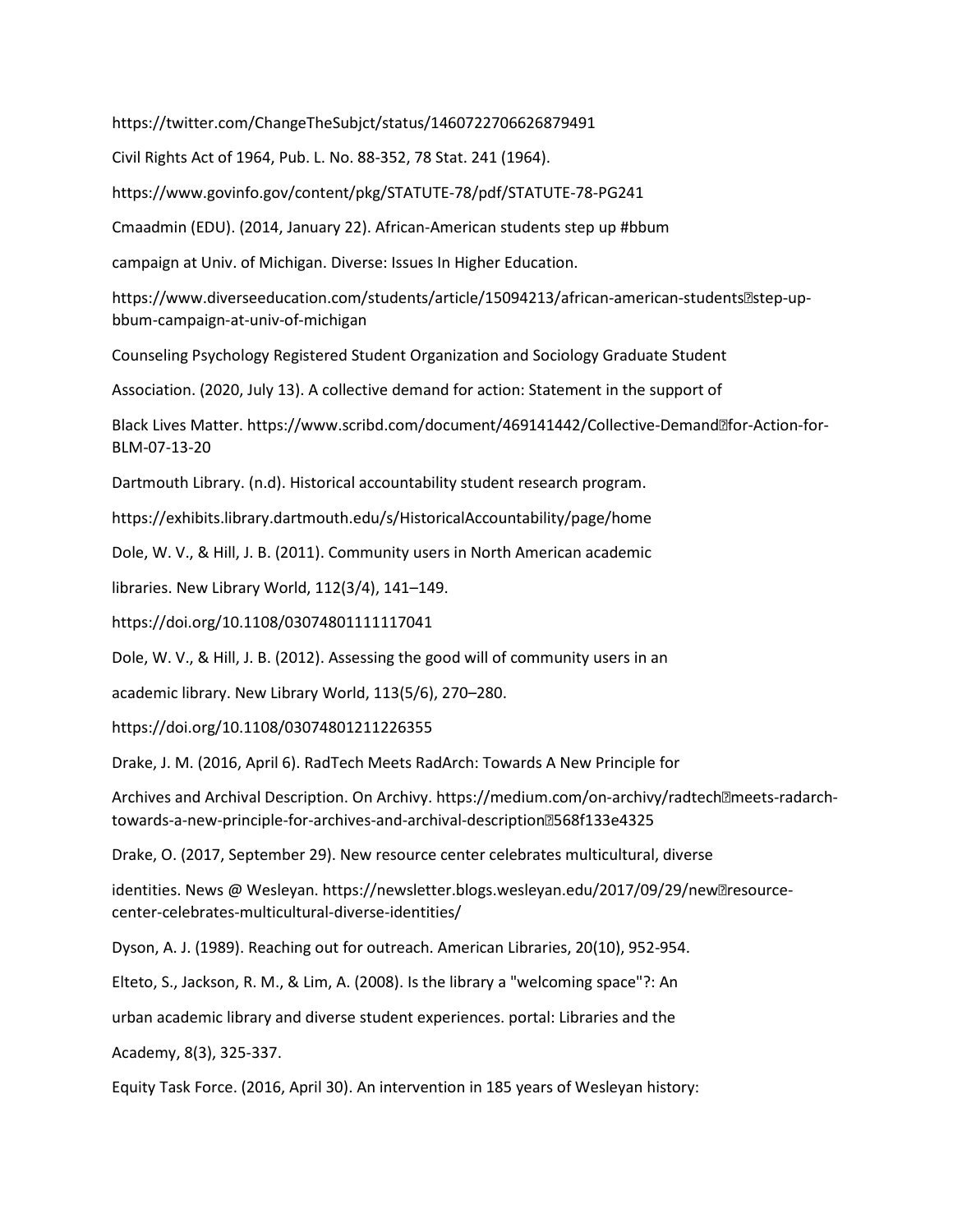https://twitter.com/ChangeTheSubjct/status/1460722706626879491

Civil Rights Act of 1964, Pub. L. No. 88-352, 78 Stat. 241 (1964).

https://www.govinfo.gov/content/pkg/STATUTE-78/pdf/STATUTE-78-PG241

Cmaadmin (EDU). (2014, January 22). African-American students step up #bbum

campaign at Univ. of Michigan. Diverse: Issues In Higher Education.

https://www.diverseeducation.com/students/article/15094213/african-american-students�step-up-bbum-campaign-at-univ-of-michigan

Counseling Psychology Registered Student Organization and Sociology Graduate Student

Association. (2020, July 13). A collective demand for action: Statement in the support of

Black Lives Matter. https://www.scribd.com/document/469141442/Collective-Demand�for-Action-for-BLM-07-13-20

Dartmouth Library. (n.d). Historical accountability student research program.

https://exhibits.library.dartmouth.edu/s/HistoricalAccountability/page/home

Dole, W. V., & Hill, J. B. (2011). Community users in North American academic

libraries. New Library World, 112(3/4), 141–149.

https://doi.org/10.1108/03074801111117041

Dole, W. V., & Hill, J. B. (2012). Assessing the good will of community users in an

academic library. New Library World, 113(5/6), 270–280.

https://doi.org/10.1108/03074801211226355

Drake, J. M. (2016, April 6). RadTech Meets RadArch: Towards A New Principle for

Archives and Archival Description. On Archivy. https://medium.com/on-archivy/radtech�meets-radarch-towards-a-new-principle-for-archives-and-archival-description�568f133e4325

Drake, O. (2017, September 29). New resource center celebrates multicultural, diverse

identities. News @ Wesleyan. https://newsletter.blogs.wesleyan.edu/2017/09/29/new�resource-center-celebrates-multicultural-diverse-identities/

Dyson, A. J. (1989). Reaching out for outreach. American Libraries, 20(10), 952-954.

Elteto, S., Jackson, R. M., & Lim, A. (2008). Is the library a "welcoming space"?: An

urban academic library and diverse student experiences. portal: Libraries and the

Academy, 8(3), 325-337.

Equity Task Force. (2016, April 30). An intervention in 185 years of Wesleyan history: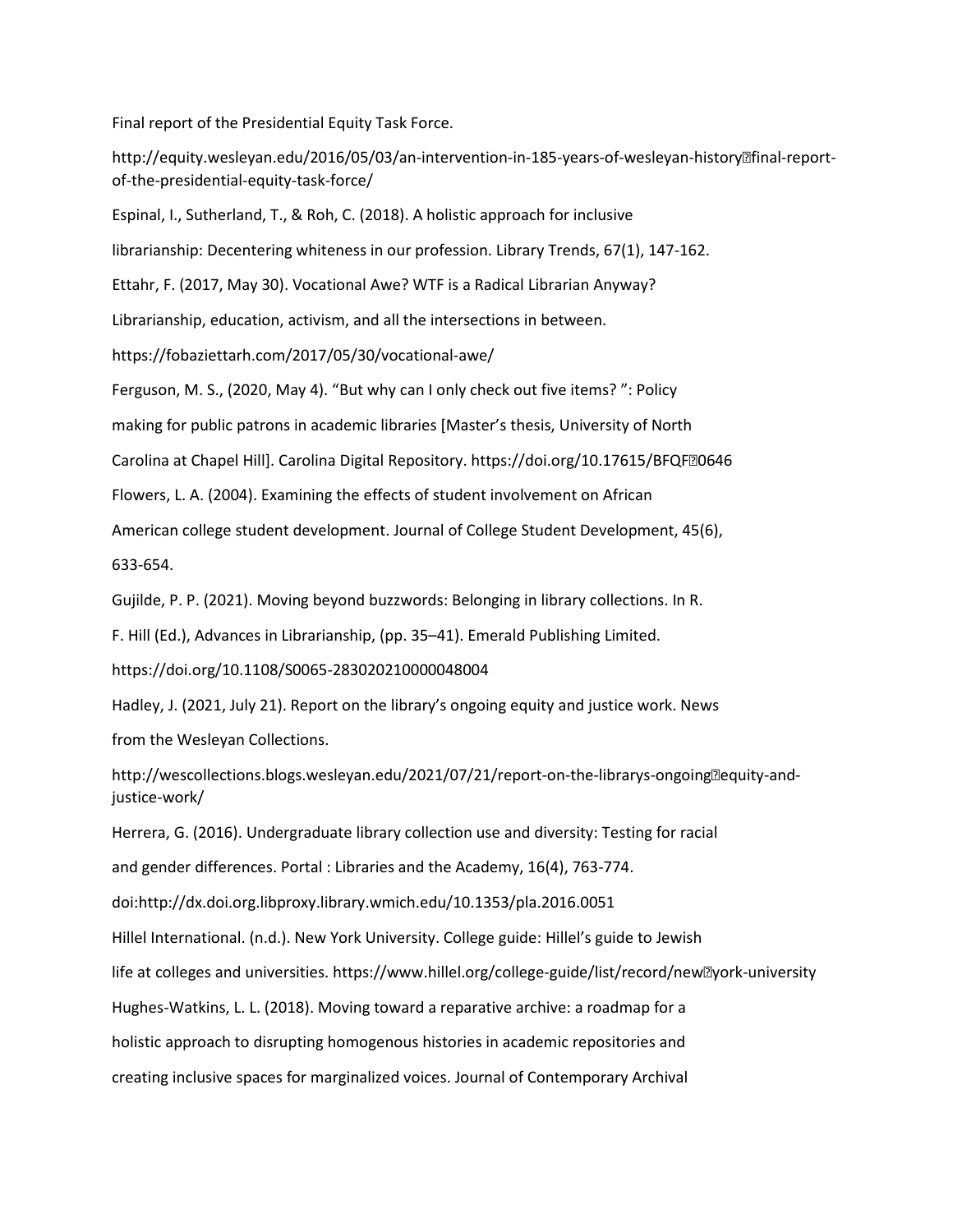Final report of the Presidential Equity Task Force.

http://equity.wesleyan.edu/2016/05/03/an-intervention-in-185-years-of-wesleyan-history-final-report-of-the-presidential-equity-task-force/

Espinal, I., Sutherland, T., & Roh, C. (2018). A holistic approach for inclusive librarianship: Decentering whiteness in our profession. Library Trends, 67(1), 147-162.

Ettahr, F. (2017, May 30). Vocational Awe? WTF is a Radical Librarian Anyway? Librarianship, education, activism, and all the intersections in between. https://fobaziettarh.com/2017/05/30/vocational-awe/

Ferguson, M. S., (2020, May 4). "But why can I only check out five items? ": Policy making for public patrons in academic libraries [Master's thesis, University of North Carolina at Chapel Hill]. Carolina Digital Repository. https://doi.org/10.17615/BFQF-0646

Flowers, L. A. (2004). Examining the effects of student involvement on African American college student development. Journal of College Student Development, 45(6), 633-654.

Gujilde, P. P. (2021). Moving beyond buzzwords: Belonging in library collections. In R. F. Hill (Ed.), Advances in Librarianship, (pp. 35–41). Emerald Publishing Limited. https://doi.org/10.1108/S0065-283020210000048004

Hadley, J. (2021, July 21). Report on the library's ongoing equity and justice work. News from the Wesleyan Collections. http://wescollections.blogs.wesleyan.edu/2021/07/21/report-on-the-librarys-ongoing-equity-and-justice-work/

Herrera, G. (2016). Undergraduate library collection use and diversity: Testing for racial and gender differences. Portal : Libraries and the Academy, 16(4), 763-774. doi:http://dx.doi.org.libproxy.library.wmich.edu/10.1353/pla.2016.0051

Hillel International. (n.d.). New York University. College guide: Hillel's guide to Jewish life at colleges and universities. https://www.hillel.org/college-guide/list/record/new-york-university

Hughes-Watkins, L. L. (2018). Moving toward a reparative archive: a roadmap for a holistic approach to disrupting homogenous histories in academic repositories and creating inclusive spaces for marginalized voices. Journal of Contemporary Archival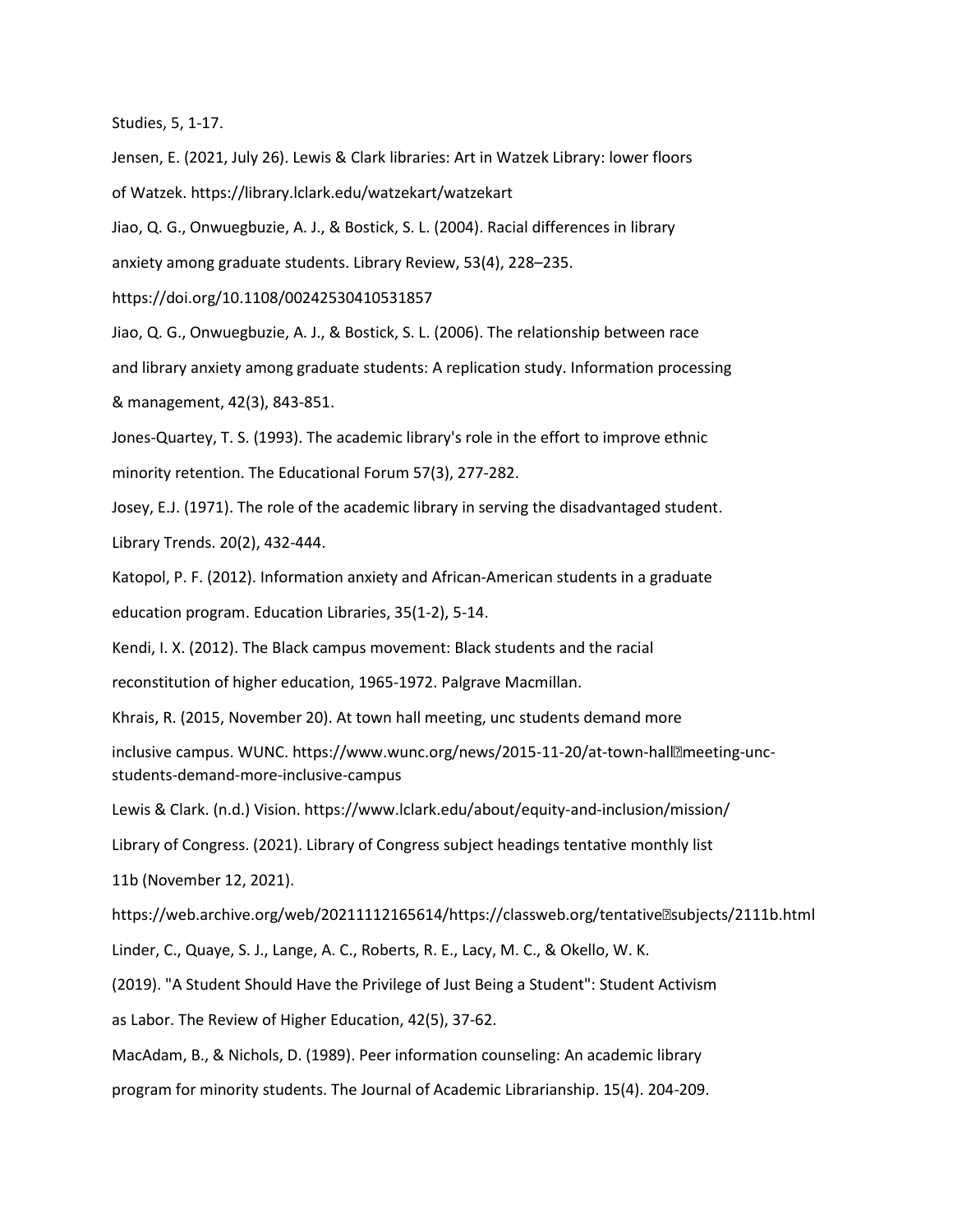Studies, 5, 1-17.

Jensen, E. (2021, July 26). Lewis & Clark libraries: Art in Watzek Library: lower floors of Watzek. https://library.lclark.edu/watzekart/watzekart

Jiao, Q. G., Onwuegbuzie, A. J., & Bostick, S. L. (2004). Racial differences in library anxiety among graduate students. Library Review, 53(4), 228–235. https://doi.org/10.1108/00242530410531857

Jiao, Q. G., Onwuegbuzie, A. J., & Bostick, S. L. (2006). The relationship between race and library anxiety among graduate students: A replication study. Information processing & management, 42(3), 843-851.

Jones-Quartey, T. S. (1993). The academic library's role in the effort to improve ethnic minority retention. The Educational Forum 57(3), 277-282.

Josey, E.J. (1971). The role of the academic library in serving the disadvantaged student. Library Trends. 20(2), 432-444.

Katopol, P. F. (2012). Information anxiety and African-American students in a graduate education program. Education Libraries, 35(1-2), 5-14.

Kendi, I. X. (2012). The Black campus movement: Black students and the racial reconstitution of higher education, 1965-1972. Palgrave Macmillan.

Khrais, R. (2015, November 20). At town hall meeting, unc students demand more inclusive campus. WUNC. https://www.wunc.org/news/2015-11-20/at-town-hall-meeting-unc-students-demand-more-inclusive-campus

Lewis & Clark. (n.d.) Vision. https://www.lclark.edu/about/equity-and-inclusion/mission/

Library of Congress. (2021). Library of Congress subject headings tentative monthly list 11b (November 12, 2021). https://web.archive.org/web/20211112165614/https://classweb.org/tentative-subjects/2111b.html

Linder, C., Quaye, S. J., Lange, A. C., Roberts, R. E., Lacy, M. C., & Okello, W. K. (2019). "A Student Should Have the Privilege of Just Being a Student": Student Activism as Labor. The Review of Higher Education, 42(5), 37-62.

MacAdam, B., & Nichols, D. (1989). Peer information counseling: An academic library program for minority students. The Journal of Academic Librarianship. 15(4). 204-209.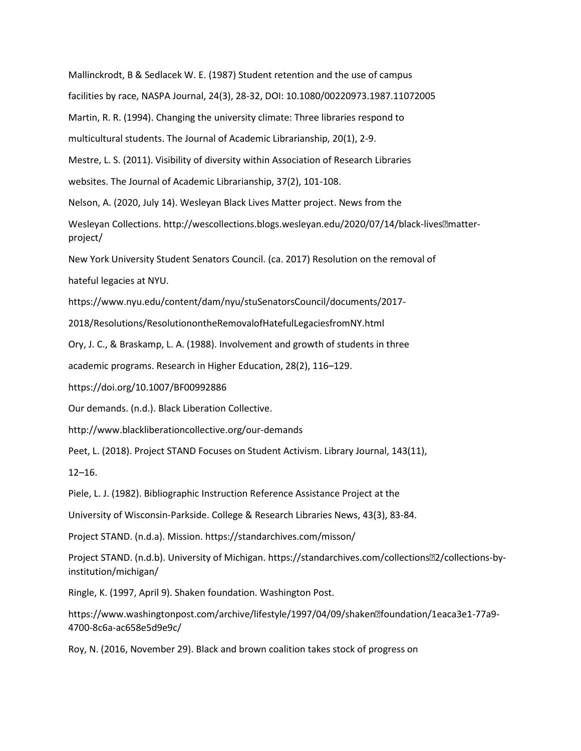Mallinckrodt, B & Sedlacek W. E. (1987) Student retention and the use of campus facilities by race, NASPA Journal, 24(3), 28-32, DOI: 10.1080/00220973.1987.11072005

Martin, R. R. (1994). Changing the university climate: Three libraries respond to multicultural students. The Journal of Academic Librarianship, 20(1), 2-9.

Mestre, L. S. (2011). Visibility of diversity within Association of Research Libraries websites. The Journal of Academic Librarianship, 37(2), 101-108.

Nelson, A. (2020, July 14). Wesleyan Black Lives Matter project. News from the Wesleyan Collections. http://wescollections.blogs.wesleyan.edu/2020/07/14/black-lives-matter-project/

New York University Student Senators Council. (ca. 2017) Resolution on the removal of hateful legacies at NYU. https://www.nyu.edu/content/dam/nyu/stuSenatorsCouncil/documents/2017-2018/Resolutions/ResolutionontheRemovalofHatefulLegaciesfromNY.html

Ory, J. C., & Braskamp, L. A. (1988). Involvement and growth of students in three academic programs. Research in Higher Education, 28(2), 116–129. https://doi.org/10.1007/BF00992886

Our demands. (n.d.). Black Liberation Collective. http://www.blackliberationcollective.org/our-demands

Peet, L. (2018). Project STAND Focuses on Student Activism. Library Journal, 143(11), 12–16.

Piele, L. J. (1982). Bibliographic Instruction Reference Assistance Project at the University of Wisconsin-Parkside. College & Research Libraries News, 43(3), 83-84.

Project STAND. (n.d.a). Mission. https://standarchives.com/misson/

Project STAND. (n.d.b). University of Michigan. https://standarchives.com/collections-2/collections-by-institution/michigan/

Ringle, K. (1997, April 9). Shaken foundation. Washington Post. https://www.washingtonpost.com/archive/lifestyle/1997/04/09/shaken-foundation/1eaca3e1-77a9-4700-8c6a-ac658e5d9e9c/

Roy, N. (2016, November 29). Black and brown coalition takes stock of progress on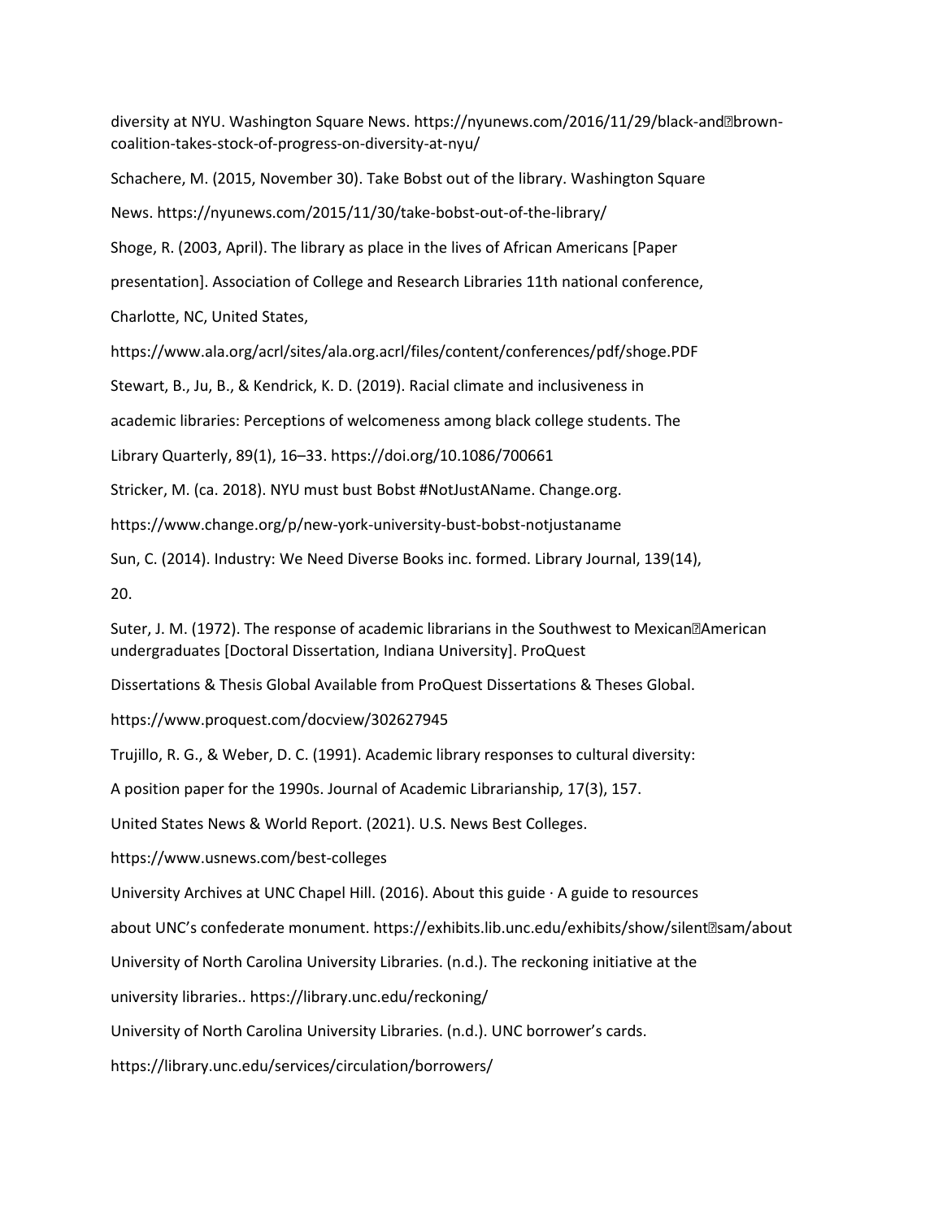diversity at NYU. Washington Square News. https://nyunews.com/2016/11/29/black-and�brown-coalition-takes-stock-of-progress-on-diversity-at-nyu/

Schachere, M. (2015, November 30). Take Bobst out of the library. Washington Square News. https://nyunews.com/2015/11/30/take-bobst-out-of-the-library/

Shoge, R. (2003, April). The library as place in the lives of African Americans [Paper presentation]. Association of College and Research Libraries 11th national conference, Charlotte, NC, United States, https://www.ala.org/acrl/sites/ala.org.acrl/files/content/conferences/pdf/shoge.PDF

Stewart, B., Ju, B., & Kendrick, K. D. (2019). Racial climate and inclusiveness in academic libraries: Perceptions of welcomeness among black college students. The Library Quarterly, 89(1), 16–33. https://doi.org/10.1086/700661

Stricker, M. (ca. 2018). NYU must bust Bobst #NotJustAName. Change.org. https://www.change.org/p/new-york-university-bust-bobst-notjustaname

Sun, C. (2014). Industry: We Need Diverse Books inc. formed. Library Journal, 139(14), 20.

Suter, J. M. (1972). The response of academic librarians in the Southwest to Mexican�American undergraduates [Doctoral Dissertation, Indiana University]. ProQuest Dissertations & Thesis Global Available from ProQuest Dissertations & Theses Global. https://www.proquest.com/docview/302627945

Trujillo, R. G., & Weber, D. C. (1991). Academic library responses to cultural diversity: A position paper for the 1990s. Journal of Academic Librarianship, 17(3), 157.

United States News & World Report. (2021). U.S. News Best Colleges. https://www.usnews.com/best-colleges

University Archives at UNC Chapel Hill. (2016). About this guide · A guide to resources about UNC's confederate monument. https://exhibits.lib.unc.edu/exhibits/show/silent�sam/about

University of North Carolina University Libraries. (n.d.). The reckoning initiative at the university libraries.. https://library.unc.edu/reckoning/

University of North Carolina University Libraries. (n.d.). UNC borrower's cards. https://library.unc.edu/services/circulation/borrowers/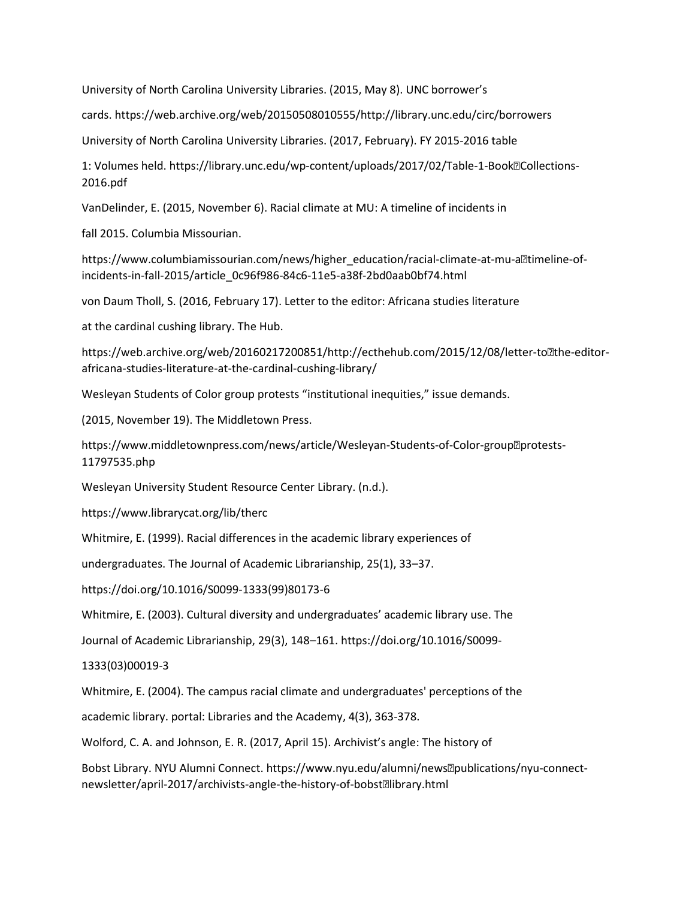University of North Carolina University Libraries. (2015, May 8). UNC borrower's cards. https://web.archive.org/web/20150508010555/http://library.unc.edu/circ/borrowers

University of North Carolina University Libraries. (2017, February). FY 2015-2016 table 1: Volumes held. https://library.unc.edu/wp-content/uploads/2017/02/Table-1-Book-Collections-2016.pdf

VanDelinder, E. (2015, November 6). Racial climate at MU: A timeline of incidents in fall 2015. Columbia Missourian. https://www.columbiamissourian.com/news/higher_education/racial-climate-at-mu-a-timeline-of-incidents-in-fall-2015/article_0c96f986-84c6-11e5-a38f-2bd0aab0bf74.html

von Daum Tholl, S. (2016, February 17). Letter to the editor: Africana studies literature at the cardinal cushing library. The Hub. https://web.archive.org/web/20160217200851/http://ecthehub.com/2015/12/08/letter-to-the-editor-africana-studies-literature-at-the-cardinal-cushing-library/

Wesleyan Students of Color group protests "institutional inequities," issue demands. (2015, November 19). The Middletown Press. https://www.middletownpress.com/news/article/Wesleyan-Students-of-Color-group-protests-11797535.php

Wesleyan University Student Resource Center Library. (n.d.). https://www.librarycat.org/lib/therc

Whitmire, E. (1999). Racial differences in the academic library experiences of undergraduates. The Journal of Academic Librarianship, 25(1), 33–37. https://doi.org/10.1016/S0099-1333(99)80173-6

Whitmire, E. (2003). Cultural diversity and undergraduates' academic library use. The Journal of Academic Librarianship, 29(3), 148–161. https://doi.org/10.1016/S0099-1333(03)00019-3

Whitmire, E. (2004). The campus racial climate and undergraduates' perceptions of the academic library. portal: Libraries and the Academy, 4(3), 363-378.

Wolford, C. A. and Johnson, E. R. (2017, April 15). Archivist's angle: The history of Bobst Library. NYU Alumni Connect. https://www.nyu.edu/alumni/news-publications/nyu-connect-newsletter/april-2017/archivists-angle-the-history-of-bobst-library.html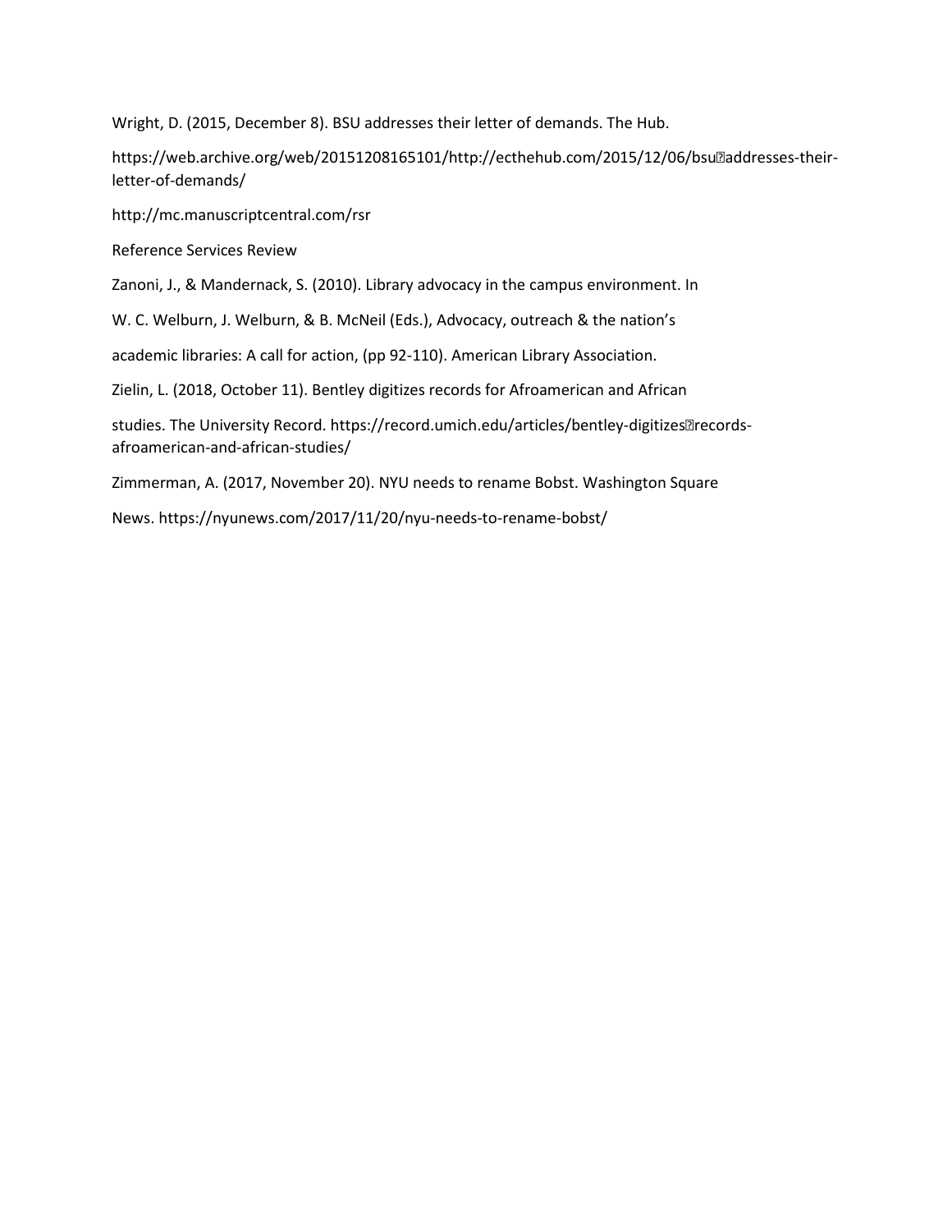Wright, D. (2015, December 8). BSU addresses their letter of demands. The Hub.

https://web.archive.org/web/20151208165101/http://ecthehub.com/2015/12/06/bsu�addresses-their-letter-of-demands/

Zanoni, J., & Mandernack, S. (2010). Library advocacy in the campus environment. In

W. C. Welburn, J. Welburn, & B. McNeil (Eds.), Advocacy, outreach & the nation's

academic libraries: A call for action, (pp 92-110). American Library Association.

Zielin, L. (2018, October 11). Bentley digitizes records for Afroamerican and African

studies. The University Record. https://record.umich.edu/articles/bentley-digitizes�records-afroamerican-and-african-studies/

Zimmerman, A. (2017, November 20). NYU needs to rename Bobst. Washington Square

News. https://nyunews.com/2017/11/20/nyu-needs-to-rename-bobst/